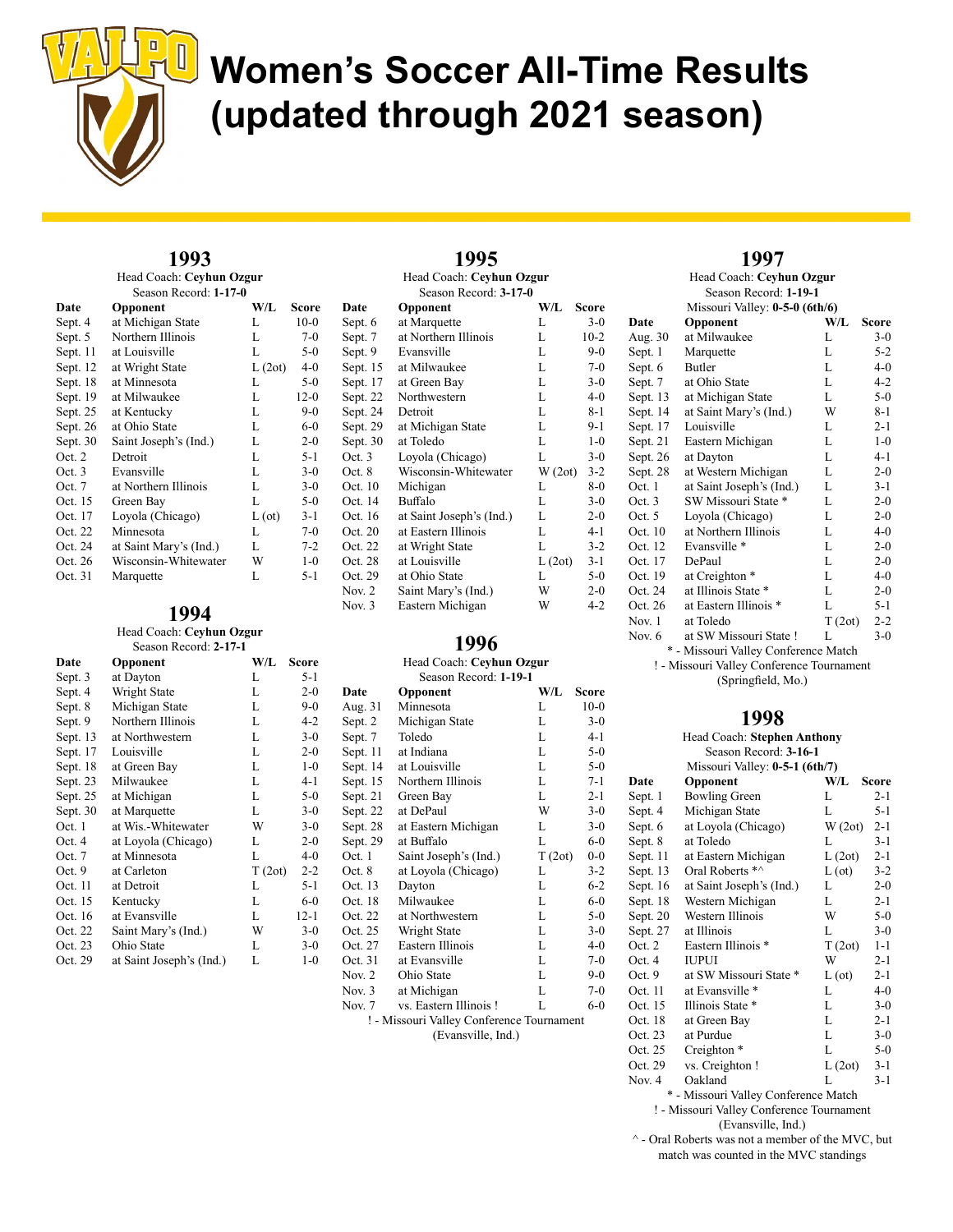# Women's Soccer All-Time Results (updated through 2021 season)

## 1993

Head Coach: **Ceyhun Ozgur**
Season Record: **1-17-0**

| Date | Opponent | W/L | Score |
|---|---|---|---|
| Sept. 4 | at Michigan State | L | 10-0 |
| Sept. 5 | Northern Illinois | L | 7-0 |
| Sept. 11 | at Louisville | L | 5-0 |
| Sept. 12 | at Wright State | L (2ot) | 4-0 |
| Sept. 18 | at Minnesota | L | 5-0 |
| Sept. 19 | at Milwaukee | L | 12-0 |
| Sept. 25 | at Kentucky | L | 9-0 |
| Sept. 26 | at Ohio State | L | 6-0 |
| Sept. 30 | Saint Joseph's (Ind.) | L | 2-0 |
| Oct. 2 | Detroit | L | 5-1 |
| Oct. 3 | Evansville | L | 3-0 |
| Oct. 7 | at Northern Illinois | L | 3-0 |
| Oct. 15 | Green Bay | L | 5-0 |
| Oct. 17 | Loyola (Chicago) | L (ot) | 3-1 |
| Oct. 22 | Minnesota | L | 7-0 |
| Oct. 24 | at Saint Mary's (Ind.) | L | 7-2 |
| Oct. 26 | Wisconsin-Whitewater | W | 1-0 |
| Oct. 31 | Marquette | L | 5-1 |

## 1994

Head Coach: **Ceyhun Ozgur**
Season Record: **2-17-1**

| Date | Opponent | W/L | Score |
|---|---|---|---|
| Sept. 3 | at Dayton | L | 5-1 |
| Sept. 4 | Wright State | L | 2-0 |
| Sept. 8 | Michigan State | L | 9-0 |
| Sept. 9 | Northern Illinois | L | 4-2 |
| Sept. 13 | at Northwestern | L | 3-0 |
| Sept. 17 | Louisville | L | 2-0 |
| Sept. 18 | at Green Bay | L | 1-0 |
| Sept. 23 | Milwaukee | L | 4-1 |
| Sept. 25 | at Michigan | L | 5-0 |
| Sept. 30 | at Marquette | L | 3-0 |
| Oct. 1 | at Wis.-Whitewater | W | 3-0 |
| Oct. 4 | at Loyola (Chicago) | L | 2-0 |
| Oct. 7 | at Minnesota | L | 4-0 |
| Oct. 9 | at Carleton | T (2ot) | 2-2 |
| Oct. 11 | at Detroit | L | 5-1 |
| Oct. 15 | Kentucky | L | 6-0 |
| Oct. 16 | at Evansville | L | 12-1 |
| Oct. 22 | Saint Mary's (Ind.) | W | 3-0 |
| Oct. 23 | Ohio State | L | 3-0 |
| Oct. 29 | at Saint Joseph's (Ind.) | L | 1-0 |

## 1995

Head Coach: **Ceyhun Ozgur**
Season Record: **3-17-0**

| Date | Opponent | W/L | Score |
|---|---|---|---|
| Sept. 6 | at Marquette | L | 3-0 |
| Sept. 7 | at Northern Illinois | L | 10-2 |
| Sept. 9 | Evansville | L | 9-0 |
| Sept. 15 | at Milwaukee | L | 7-0 |
| Sept. 17 | at Green Bay | L | 3-0 |
| Sept. 22 | Northwestern | L | 4-0 |
| Sept. 24 | Detroit | L | 8-1 |
| Sept. 29 | at Michigan State | L | 9-1 |
| Sept. 30 | at Toledo | L | 1-0 |
| Oct. 3 | Loyola (Chicago) | L | 3-0 |
| Oct. 8 | Wisconsin-Whitewater | W (2ot) | 3-2 |
| Oct. 10 | Michigan | L | 8-0 |
| Oct. 14 | Buffalo | L | 3-0 |
| Oct. 16 | at Saint Joseph's (Ind.) | L | 2-0 |
| Oct. 20 | at Eastern Illinois | L | 4-1 |
| Oct. 22 | at Wright State | L | 3-2 |
| Oct. 28 | at Louisville | L (2ot) | 3-1 |
| Oct. 29 | at Ohio State | L | 5-0 |
| Nov. 2 | Saint Mary's (Ind.) | W | 2-0 |
| Nov. 3 | Eastern Michigan | W | 4-2 |

## 1996

Head Coach: **Ceyhun Ozgur**
Season Record: **1-19-1**

| Date | Opponent | W/L | Score |
|---|---|---|---|
| Aug. 31 | Minnesota | L | 10-0 |
| Sept. 2 | Michigan State | L | 3-0 |
| Sept. 7 | Toledo | L | 4-1 |
| Sept. 11 | at Indiana | L | 5-0 |
| Sept. 14 | at Louisville | L | 5-0 |
| Sept. 15 | Northern Illinois | L | 7-1 |
| Sept. 21 | Green Bay | L | 2-1 |
| Sept. 22 | at DePaul | W | 3-0 |
| Sept. 28 | at Eastern Michigan | L | 3-0 |
| Sept. 29 | at Buffalo | L | 6-0 |
| Oct. 1 | Saint Joseph's (Ind.) | T (2ot) | 0-0 |
| Oct. 8 | at Loyola (Chicago) | L | 3-2 |
| Oct. 13 | Dayton | L | 6-2 |
| Oct. 18 | Milwaukee | L | 6-0 |
| Oct. 22 | at Northwestern | L | 5-0 |
| Oct. 25 | Wright State | L | 3-0 |
| Oct. 27 | Eastern Illinois | L | 4-0 |
| Oct. 31 | at Evansville | L | 7-0 |
| Nov. 2 | Ohio State | L | 9-0 |
| Nov. 3 | at Michigan | L | 7-0 |
| Nov. 7 | vs. Eastern Illinois ! | L | 6-0 |

! - Missouri Valley Conference Tournament (Evansville, Ind.)

## 1997

Head Coach: **Ceyhun Ozgur**
Season Record: **1-19-1**
Missouri Valley: **0-5-0 (6th/6)**

| Date | Opponent | W/L | Score |
|---|---|---|---|
| Aug. 30 | at Milwaukee | L | 3-0 |
| Sept. 1 | Marquette | L | 5-2 |
| Sept. 6 | Butler | L | 4-0 |
| Sept. 7 | at Ohio State | L | 4-2 |
| Sept. 13 | at Michigan State | L | 5-0 |
| Sept. 14 | at Saint Mary's (Ind.) | W | 8-1 |
| Sept. 17 | Louisville | L | 2-1 |
| Sept. 21 | Eastern Michigan | L | 1-0 |
| Sept. 26 | at Dayton | L | 4-1 |
| Sept. 28 | at Western Michigan | L | 2-0 |
| Oct. 1 | at Saint Joseph's (Ind.) | L | 3-1 |
| Oct. 3 | SW Missouri State * | L | 2-0 |
| Oct. 5 | Loyola (Chicago) | L | 2-0 |
| Oct. 10 | at Northern Illinois | L | 4-0 |
| Oct. 12 | Evansville * | L | 2-0 |
| Oct. 17 | DePaul | L | 2-0 |
| Oct. 19 | at Creighton * | L | 4-0 |
| Oct. 24 | at Illinois State * | L | 2-0 |
| Oct. 26 | at Eastern Illinois * | L | 5-1 |
| Nov. 1 | at Toledo | T (2ot) | 2-2 |
| Nov. 6 | at SW Missouri State ! | L | 3-0 |

\* - Missouri Valley Conference Match
! - Missouri Valley Conference Tournament (Springfield, Mo.)

## 1998

Head Coach: **Stephen Anthony**
Season Record: **3-16-1**
Missouri Valley: **0-5-1 (6th/7)**

| Date | Opponent | W/L | Score |
|---|---|---|---|
| Sept. 1 | Bowling Green | L | 2-1 |
| Sept. 4 | Michigan State | L | 5-1 |
| Sept. 6 | at Loyola (Chicago) | W (2ot) | 2-1 |
| Sept. 8 | at Toledo | L | 3-1 |
| Sept. 11 | at Eastern Michigan | L (2ot) | 2-1 |
| Sept. 13 | Oral Roberts *^ | L (ot) | 3-2 |
| Sept. 16 | at Saint Joseph's (Ind.) | L | 2-0 |
| Sept. 18 | Western Michigan | L | 2-1 |
| Sept. 20 | Western Illinois | W | 5-0 |
| Sept. 27 | at Illinois | L | 3-0 |
| Oct. 2 | Eastern Illinois * | T (2ot) | 1-1 |
| Oct. 4 | IUPUI | W | 2-1 |
| Oct. 9 | at SW Missouri State * | L (ot) | 2-1 |
| Oct. 11 | at Evansville * | L | 4-0 |
| Oct. 15 | Illinois State * | L | 3-0 |
| Oct. 18 | at Green Bay | L | 2-1 |
| Oct. 23 | at Purdue | L | 3-0 |
| Oct. 25 | Creighton * | L | 5-0 |
| Oct. 29 | vs. Creighton ! | L (2ot) | 3-1 |
| Nov. 4 | Oakland | L | 3-1 |

\* - Missouri Valley Conference Match
! - Missouri Valley Conference Tournament (Evansville, Ind.)
^ - Oral Roberts was not a member of the MVC, but match was counted in the MVC standings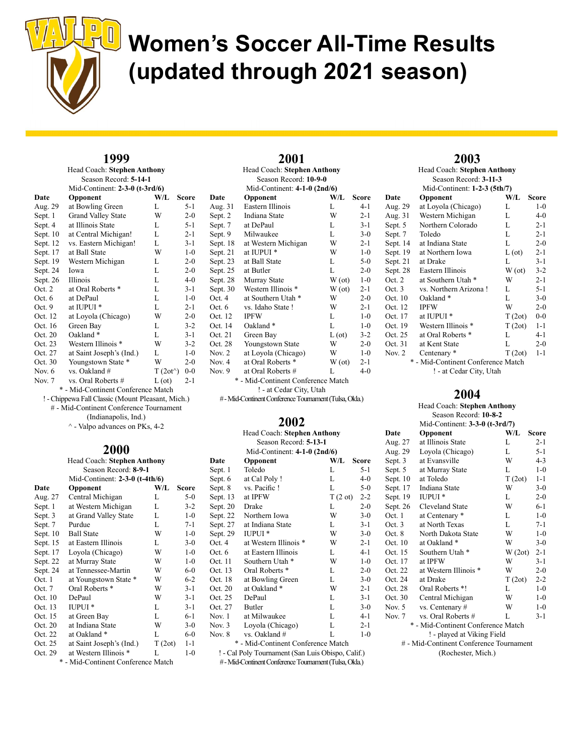# Women's Soccer All-Time Results (updated through 2021 season)

## 1999

Head Coach: **Stephen Anthony**
Season Record: **5-14-1**
Mid-Continent: **2-3-0 (t-3rd/6)**

| Date | Opponent | W/L | Score |
|---|---|---|---|
| Aug. 29 | at Bowling Green | L | 5-1 |
| Sept. 1 | Grand Valley State | W | 2-0 |
| Sept. 4 | at Illinois State | L | 5-1 |
| Sept. 10 | at Central Michigan! | L | 2-1 |
| Sept. 12 | vs. Eastern Michigan! | L | 3-1 |
| Sept. 17 | at Ball State | W | 1-0 |
| Sept. 19 | Western Michigan | L | 2-0 |
| Sept. 24 | Iowa | L | 2-0 |
| Sept. 26 | Illinois | L | 4-0 |
| Oct. 2 | at Oral Roberts * | L | 3-1 |
| Oct. 6 | at DePaul | L | 1-0 |
| Oct. 9 | at IUPUI * | L | 2-1 |
| Oct. 12 | at Loyola (Chicago) | W | 2-0 |
| Oct. 16 | Green Bay | L | 3-2 |
| Oct. 20 | Oakland * | L | 3-1 |
| Oct. 23 | Western Illinois * | W | 3-2 |
| Oct. 27 | at Saint Joseph's (Ind.) | L | 1-0 |
| Oct. 30 | Youngstown State * | W | 2-0 |
| Nov. 6 | vs. Oakland # | T (2ot^) | 0-0 |
| Nov. 7 | vs. Oral Roberts # | L (ot) | 2-1 |

* - Mid-Continent Conference Match
! - Chippewa Fall Classic (Mount Pleasant, Mich.)
# - Mid-Continent Conference Tournament (Indianapolis, Ind.)
^ - Valpo advances on PKs, 4-2

## 2000

Head Coach: **Stephen Anthony**
Season Record: **8-9-1**
Mid-Continent: **2-3-0 (t-4th/6)**

| Date | Opponent | W/L | Score |
|---|---|---|---|
| Aug. 27 | Central Michigan | L | 5-0 |
| Sept. 1 | at Western Michigan | L | 3-2 |
| Sept. 3 | at Grand Valley State | L | 1-0 |
| Sept. 7 | Purdue | L | 7-1 |
| Sept. 10 | Ball State | W | 1-0 |
| Sept. 15 | at Eastern Illinois | L | 3-0 |
| Sept. 17 | Loyola (Chicago) | W | 1-0 |
| Sept. 22 | at Murray State | W | 1-0 |
| Sept. 24 | at Tennessee-Martin | W | 6-0 |
| Oct. 1 | at Youngstown State * | W | 6-2 |
| Oct. 7 | Oral Roberts * | W | 3-1 |
| Oct. 10 | DePaul | W | 3-1 |
| Oct. 13 | IUPUI * | L | 3-1 |
| Oct. 15 | at Green Bay | L | 6-1 |
| Oct. 20 | at Indiana State | W | 3-0 |
| Oct. 22 | at Oakland * | L | 6-0 |
| Oct. 25 | at Saint Joseph's (Ind.) | T (2ot) | 1-1 |
| Oct. 29 | at Western Illinois * | L | 1-0 |

* - Mid-Continent Conference Match

## 2001

Head Coach: **Stephen Anthony**
Season Record: **10-9-0**
Mid-Continent: **4-1-0 (2nd/6)**

| Date | Opponent | W/L | Score |
|---|---|---|---|
| Aug. 31 | Eastern Illinois | L | 4-1 |
| Sept. 2 | Indiana State | W | 2-1 |
| Sept. 7 | at DePaul | L | 3-1 |
| Sept. 9 | Milwaukee | L | 3-0 |
| Sept. 18 | at Western Michigan | W | 2-1 |
| Sept. 21 | at IUPUI * | W | 1-0 |
| Sept. 23 | at Ball State | L | 5-0 |
| Sept. 25 | at Butler | L | 2-0 |
| Sept. 28 | Murray State | W (ot) | 1-0 |
| Sept. 30 | Western Illinois * | W (ot) | 2-1 |
| Oct. 4 | at Southern Utah * | W | 2-0 |
| Oct. 6 | vs. Idaho State ! | W | 2-1 |
| Oct. 12 | IPFW | L | 1-0 |
| Oct. 14 | Oakland * | L | 1-0 |
| Oct. 21 | Green Bay | L (ot) | 3-2 |
| Oct. 28 | Youngstown State | W | 2-0 |
| Nov. 2 | at Loyola (Chicago) | W | 1-0 |
| Nov. 4 | at Oral Roberts * | W (ot) | 2-1 |
| Nov. 9 | at Oral Roberts # | L | 4-0 |

* - Mid-Continent Conference Match
! - at Cedar City, Utah
# - Mid-Continent Conference Tournament (Tulsa, Okla.)

## 2002

Head Coach: **Stephen Anthony**
Season Record: **5-13-1**
Mid-Continent: **4-1-0 (2nd/6)**

| Date | Opponent | W/L | Score |
|---|---|---|---|
| Sept. 1 | Toledo | L | 5-1 |
| Sept. 6 | at Cal Poly ! | L | 4-0 |
| Sept. 8 | vs. Pacific ! | L | 5-0 |
| Sept. 13 | at IPFW | T (2 ot) | 2-2 |
| Sept. 20 | Drake | L | 2-0 |
| Sept. 22 | Northern Iowa | W | 3-0 |
| Sept. 27 | at Indiana State | L | 3-1 |
| Sept. 29 | IUPUI * | W | 3-0 |
| Oct. 4 | at Western Illinois * | W | 2-1 |
| Oct. 6 | at Eastern Illinois | L | 4-1 |
| Oct. 11 | Southern Utah * | W | 1-0 |
| Oct. 13 | Oral Roberts * | L | 2-0 |
| Oct. 18 | at Bowling Green | L | 3-0 |
| Oct. 20 | at Oakland * | W | 2-1 |
| Oct. 25 | DePaul | L | 3-1 |
| Oct. 27 | Butler | L | 3-0 |
| Nov. 1 | at Milwaukee | L | 4-1 |
| Nov. 3 | Loyola (Chicago) | L | 2-1 |
| Nov. 8 | vs. Oakland # | L | 1-0 |

* - Mid-Continent Conference Match
! - Cal Poly Tournament (San Luis Obispo, Calif.)
# - Mid-Continent Conference Tournament (Tulsa, Okla.)

## 2003

Head Coach: **Stephen Anthony**
Season Record: **3-11-3**
Mid-Continent: **1-2-3 (5th/7)**

| Date | Opponent | W/L | Score |
|---|---|---|---|
| Aug. 29 | at Loyola (Chicago) | L | 1-0 |
| Aug. 31 | Western Michigan | L | 4-0 |
| Sept. 5 | Northern Colorado | L | 2-1 |
| Sept. 7 | Toledo | L | 2-1 |
| Sept. 14 | at Indiana State | L | 2-0 |
| Sept. 19 | at Northern Iowa | L (ot) | 2-1 |
| Sept. 21 | at Drake | L | 3-1 |
| Sept. 28 | Eastern Illinois | W (ot) | 3-2 |
| Oct. 2 | at Southern Utah * | W | 2-1 |
| Oct. 3 | vs. Northern Arizona ! | L | 5-1 |
| Oct. 10 | Oakland * | L | 3-0 |
| Oct. 12 | IPFW | W | 2-0 |
| Oct. 17 | at IUPUI * | T (2ot) | 0-0 |
| Oct. 19 | Western Illinois * | T (2ot) | 1-1 |
| Oct. 25 | at Oral Roberts * | L | 4-1 |
| Oct. 31 | at Kent State | L | 2-0 |
| Nov. 2 | Centenary * | T (2ot) | 1-1 |

* - Mid-Continent Conference Match
! - at Cedar City, Utah

## 2004

Head Coach: **Stephen Anthony**
Season Record: **10-8-2**
Mid-Continent: **3-3-0 (t-3rd/7)**

| Date | Opponent | W/L | Score |
|---|---|---|---|
| Aug. 27 | at Illinois State | L | 2-1 |
| Aug. 29 | Loyola (Chicago) | L | 5-1 |
| Sept. 3 | at Evansville | W | 4-3 |
| Sept. 5 | at Murray State | L | 1-0 |
| Sept. 10 | at Toledo | T (2ot) | 1-1 |
| Sept. 17 | Indiana State | W | 3-0 |
| Sept. 19 | IUPUI * | L | 2-0 |
| Sept. 26 | Cleveland State | W | 6-1 |
| Oct. 1 | at Centenary * | L | 1-0 |
| Oct. 3 | at North Texas | L | 7-1 |
| Oct. 8 | North Dakota State | W | 1-0 |
| Oct. 10 | at Oakland * | W | 3-0 |
| Oct. 15 | Southern Utah * | W (2ot) | 2-1 |
| Oct. 17 | at IPFW | W | 3-1 |
| Oct. 22 | at Western Illinois * | W | 2-0 |
| Oct. 24 | at Drake | T (2ot) | 2-2 |
| Oct. 28 | Oral Roberts *! | L | 1-0 |
| Oct. 30 | Central Michigan | W | 1-0 |
| Nov. 5 | vs. Centenary # | W | 1-0 |
| Nov. 7 | vs. Oral Roberts # | L | 3-1 |

* - Mid-Continent Conference Match
! - played at Viking Field
# - Mid-Continent Conference Tournament (Rochester, Mich.)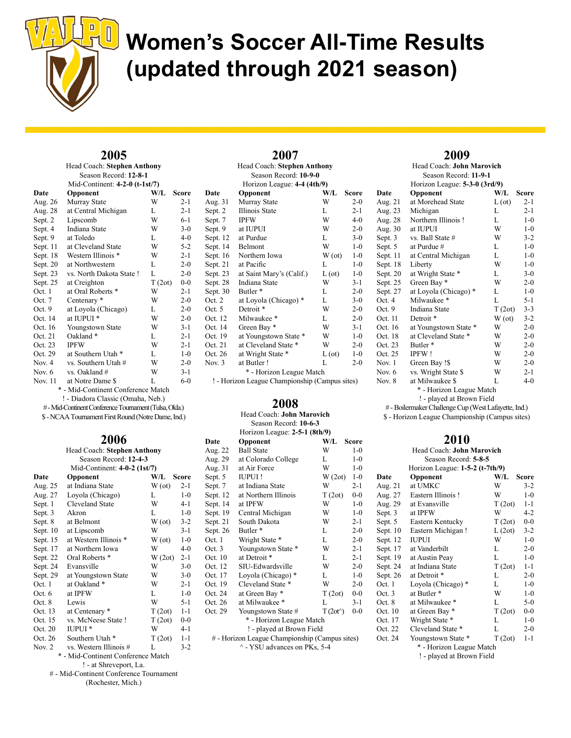# Women's Soccer All-Time Results (updated through 2021 season)

## 2005

Head Coach: **Stephen Anthony**
Season Record: **12-8-1**
Mid-Continent: **4-2-0 (t-1st/7)**

| Date | Opponent | W/L | Score |
|---|---|---|---|
| Aug. 26 | Murray State | W | 2-1 |
| Aug. 28 | at Central Michigan | L | 2-1 |
| Sept. 2 | Lipscomb | W | 6-1 |
| Sept. 4 | Indiana State | W | 3-0 |
| Sept. 9 | at Toledo | L | 4-0 |
| Sept. 11 | at Cleveland State | W | 5-2 |
| Sept. 18 | Western Illinois * | W | 2-1 |
| Sept. 20 | at Northwestern | L | 2-0 |
| Sept. 23 | vs. North Dakota State ! | L | 2-0 |
| Sept. 25 | at Creighton | T (2ot) | 0-0 |
| Oct. 1 | at Oral Roberts * | W | 2-1 |
| Oct. 7 | Centenary * | W | 2-0 |
| Oct. 9 | at Loyola (Chicago) | L | 2-0 |
| Oct. 14 | at IUPUI * | W | 2-0 |
| Oct. 16 | Youngstown State | W | 3-1 |
| Oct. 21 | Oakland * | L | 2-1 |
| Oct. 23 | IPFW | W | 2-1 |
| Oct. 29 | at Southern Utah * | L | 1-0 |
| Nov. 4 | vs. Southern Utah # | W | 2-0 |
| Nov. 6 | vs. Oakland # | W | 3-1 |
| Nov. 11 | at Notre Dame $ | L | 6-0 |

\* - Mid-Continent Conference Match
! - Diadora Classic (Omaha, Neb.)
# - Mid-Continent Conference Tournament (Tulsa, Okla.)
$ - NCAA Tournament First Round (Notre Dame, Ind.)

## 2006

Head Coach: **Stephen Anthony**
Season Record: **12-4-3**
Mid-Continent: **4-0-2 (1st/7)**

| Date | Opponent | W/L | Score |
|---|---|---|---|
| Aug. 25 | at Indiana State | W (ot) | 2-1 |
| Aug. 27 | Loyola (Chicago) | L | 1-0 |
| Sept. 1 | Cleveland State | W | 4-1 |
| Sept. 3 | Akron | L | 1-0 |
| Sept. 8 | at Belmont | W (ot) | 3-2 |
| Sept. 10 | at Lipscomb | W | 3-1 |
| Sept. 15 | at Western Illinois * | W (ot) | 1-0 |
| Sept. 17 | at Northern Iowa | W | 4-0 |
| Sept. 22 | Oral Roberts * | W (2ot) | 2-1 |
| Sept. 24 | Evansville | W | 3-0 |
| Sept. 29 | at Youngstown State | W | 3-0 |
| Oct. 1 | at Oakland * | W | 2-1 |
| Oct. 6 | at IPFW | L | 1-0 |
| Oct. 8 | Lewis | W | 5-1 |
| Oct. 13 | at Centenary * | T (2ot) | 1-1 |
| Oct. 15 | vs. McNeese State ! | T (2ot) | 0-0 |
| Oct. 20 | IUPUI * | W | 4-1 |
| Oct. 26 | Southern Utah * | T (2ot) | 1-1 |
| Nov. 2 | vs. Western Illinois # | L | 3-2 |

\* - Mid-Continent Conference Match
! - at Shreveport, La.
# - Mid-Continent Conference Tournament (Rochester, Mich.)

## 2007

Head Coach: **Stephen Anthony**
Season Record: **10-9-0**
Horizon League: **4-4 (4th/9)**

| Date | Opponent | W/L | Score |
|---|---|---|---|
| Aug. 31 | Murray State | W | 2-0 |
| Sept. 2 | Illinois State | L | 2-1 |
| Sept. 7 | IPFW | W | 4-0 |
| Sept. 9 | at IUPUI | W | 2-0 |
| Sept. 12 | at Purdue | L | 3-0 |
| Sept. 14 | Belmont | W | 1-0 |
| Sept. 16 | Northern Iowa | W (ot) | 1-0 |
| Sept. 21 | at Pacific | L | 1-0 |
| Sept. 23 | at Saint Mary's (Calif.) | L (ot) | 1-0 |
| Sept. 28 | Indiana State | W | 3-1 |
| Sept. 30 | Butler * | L | 2-0 |
| Oct. 2 | at Loyola (Chicago) * | L | 3-0 |
| Oct. 5 | Detroit * | W | 2-0 |
| Oct. 12 | Milwaukee * | L | 2-0 |
| Oct. 14 | Green Bay * | W | 3-1 |
| Oct. 19 | at Youngstown State * | W | 1-0 |
| Oct. 21 | at Cleveland State * | W | 2-0 |
| Oct. 26 | at Wright State * | L (ot) | 1-0 |
| Nov. 3 | at Butler ! | L | 2-0 |

\* - Horizon League Match
! - Horizon League Championship (Campus sites)

## 2008

Head Coach: **John Marovich**
Season Record: **10-6-3**
Horizon League: **2-5-1 (8th/9)**

| Date | Opponent | W/L | Score |
|---|---|---|---|
| Aug. 22 | Ball State | W | 1-0 |
| Aug. 29 | at Colorado College | L | 1-0 |
| Aug. 31 | at Air Force | W | 1-0 |
| Sept. 5 | IUPUI ! | W (2ot) | 1-0 |
| Sept. 7 | at Indiana State | W | 2-1 |
| Sept. 12 | at Northern Illinois | T (2ot) | 0-0 |
| Sept. 14 | at IPFW | W | 1-0 |
| Sept. 19 | Central Michigan | W | 1-0 |
| Sept. 21 | South Dakota | W | 2-1 |
| Sept. 26 | Butler * | L | 2-0 |
| Oct. 1 | Wright State * | L | 2-0 |
| Oct. 3 | Youngstown State * | W | 2-1 |
| Oct. 10 | at Detroit * | L | 2-1 |
| Oct. 12 | SIU-Edwardsville | W | 2-0 |
| Oct. 17 | Loyola (Chicago) * | L | 1-0 |
| Oct. 19 | Cleveland State * | W | 2-0 |
| Oct. 24 | at Green Bay * | T (2ot) | 0-0 |
| Oct. 26 | at Milwaukee * | L | 3-1 |
| Oct. 29 | Youngstown State # | T (2ot^) | 0-0 |

\* - Horizon League Match
! - played at Brown Field
# - Horizon League Championship (Campus sites)
^ - YSU advances on PKs, 5-4

## 2009

Head Coach: **John Marovich**
Season Record: **11-9-1**
Horizon League: **5-3-0 (3rd/9)**

| Date | Opponent | W/L | Score |
|---|---|---|---|
| Aug. 21 | at Morehead State | L (ot) | 2-1 |
| Aug. 23 | Michigan | L | 2-1 |
| Aug. 28 | Northern Illinois ! | L | 1-0 |
| Aug. 30 | at IUPUI | W | 1-0 |
| Sept. 3 | vs. Ball State # | W | 3-2 |
| Sept. 5 | at Purdue # | L | 1-0 |
| Sept. 11 | at Central Michigan | L | 1-0 |
| Sept. 18 | Liberty | W | 1-0 |
| Sept. 20 | at Wright State * | L | 3-0 |
| Sept. 25 | Green Bay * | W | 2-0 |
| Sept. 27 | at Loyola (Chicago) * | L | 1-0 |
| Oct. 4 | Milwaukee * | L | 5-1 |
| Oct. 9 | Indiana State | T (2ot) | 3-3 |
| Oct. 11 | Detroit * | W (ot) | 3-2 |
| Oct. 16 | at Youngstown State * | W | 2-0 |
| Oct. 18 | at Cleveland State * | W | 2-0 |
| Oct. 23 | Butler * | W | 2-0 |
| Oct. 25 | IPFW ! | W | 2-0 |
| Nov. 1 | Green Bay !$ | W | 2-0 |
| Nov. 6 | vs. Wright State $ | W | 2-1 |
| Nov. 8 | at Milwaukee $ | L | 4-0 |

\* - Horizon League Match
! - played at Brown Field
# - Boilermaker Challenge Cup (West Lafayette, Ind.)
$ - Horizon League Championship (Campus sites)

## 2010

Head Coach: **John Marovich**
Season Record: **5-8-5**
Horizon League: **1-5-2 (t-7th/9)**

| Date | Opponent | W/L | Score |
|---|---|---|---|
| Aug. 21 | at UMKC | W | 3-2 |
| Aug. 27 | Eastern Illinois ! | W | 1-0 |
| Aug. 29 | at Evansville | T (2ot) | 1-1 |
| Sept. 3 | at IPFW | W | 4-2 |
| Sept. 5 | Eastern Kentucky | T (2ot) | 0-0 |
| Sept. 10 | Eastern Michigan ! | L (2ot) | 3-2 |
| Sept. 12 | IUPUI | W | 1-0 |
| Sept. 17 | at Vanderbilt | L | 2-0 |
| Sept. 19 | at Austin Peay | L | 1-0 |
| Sept. 24 | at Indiana State | T (2ot) | 1-1 |
| Sept. 26 | at Detroit * | L | 2-0 |
| Oct. 1 | Loyola (Chicago) * | L | 1-0 |
| Oct. 3 | at Butler * | W | 1-0 |
| Oct. 8 | at Milwaukee * | L | 5-0 |
| Oct. 10 | at Green Bay * | T (2ot) | 0-0 |
| Oct. 17 | Wright State * | L | 1-0 |
| Oct. 22 | Cleveland State * | L | 2-0 |
| Oct. 24 | Youngstown State * | T (2ot) | 1-1 |

\* - Horizon League Match
! - played at Brown Field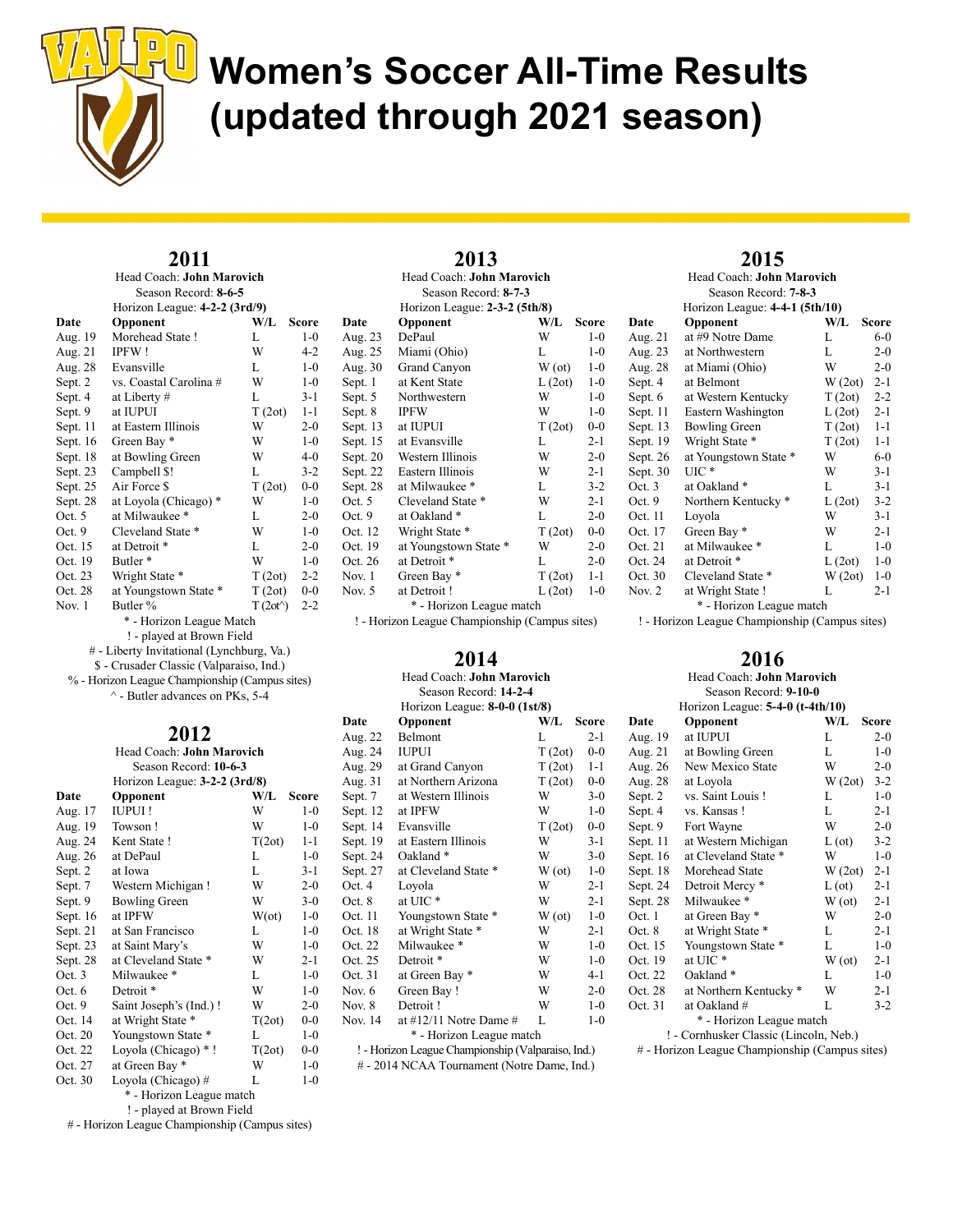# Women's Soccer All-Time Results (updated through 2021 season)

## 2011

Head Coach: **John Marovich**
Season Record: **8-6-5**
Horizon League: **4-2-2 (3rd/9)**

| Date | Opponent | W/L | Score |
|---|---|---|---|
| Aug. 19 | Morehead State ! | L | 1-0 |
| Aug. 21 | IPFW ! | W | 4-2 |
| Aug. 28 | Evansville | L | 1-0 |
| Sept. 2 | vs. Coastal Carolina # | W | 1-0 |
| Sept. 4 | at Liberty # | L | 3-1 |
| Sept. 9 | at IUPUI | T (2ot) | 1-1 |
| Sept. 11 | at Eastern Illinois | W | 2-0 |
| Sept. 16 | Green Bay * | W | 1-0 |
| Sept. 18 | at Bowling Green | W | 4-0 |
| Sept. 23 | Campbell $! | L | 3-2 |
| Sept. 25 | Air Force $ | T (2ot) | 0-0 |
| Sept. 28 | at Loyola (Chicago) * | W | 1-0 |
| Oct. 5 | at Milwaukee * | L | 2-0 |
| Oct. 9 | Cleveland State * | W | 1-0 |
| Oct. 15 | at Detroit * | L | 2-0 |
| Oct. 19 | Butler * | W | 1-0 |
| Oct. 23 | Wright State * | T (2ot) | 2-2 |
| Oct. 28 | at Youngstown State * | T (2ot) | 0-0 |
| Nov. 1 | Butler % | T (2ot^) | 2-2 |

\* - Horizon League Match
! - played at Brown Field
# - Liberty Invitational (Lynchburg, Va.)
$ - Crusader Classic (Valparaiso, Ind.)
% - Horizon League Championship (Campus sites)
^ - Butler advances on PKs, 5-4

## 2012

Head Coach: **John Marovich**
Season Record: **10-6-3**
Horizon League: **3-2-2 (3rd/8)**

| Date | Opponent | W/L | Score |
|---|---|---|---|
| Aug. 17 | IUPUI ! | W | 1-0 |
| Aug. 19 | Towson ! | W | 1-0 |
| Aug. 24 | Kent State ! | T(2ot) | 1-1 |
| Aug. 26 | at DePaul | L | 1-0 |
| Sept. 2 | at Iowa | L | 3-1 |
| Sept. 7 | Western Michigan ! | W | 2-0 |
| Sept. 9 | Bowling Green | W | 3-0 |
| Sept. 16 | at IPFW | W(ot) | 1-0 |
| Sept. 21 | at San Francisco | L | 1-0 |
| Sept. 23 | at Saint Mary's | W | 1-0 |
| Sept. 28 | at Cleveland State * | W | 2-1 |
| Oct. 3 | Milwaukee * | L | 1-0 |
| Oct. 6 | Detroit * | W | 1-0 |
| Oct. 9 | Saint Joseph's (Ind.) ! | W | 2-0 |
| Oct. 14 | at Wright State * | T(2ot) | 0-0 |
| Oct. 20 | Youngstown State * | L | 1-0 |
| Oct. 22 | Loyola (Chicago) * ! | T(2ot) | 0-0 |
| Oct. 27 | at Green Bay * | W | 1-0 |
| Oct. 30 | Loyola (Chicago) # | L | 1-0 |

\* - Horizon League match
! - played at Brown Field
# - Horizon League Championship (Campus sites)

## 2013

Head Coach: **John Marovich**
Season Record: **8-7-3**
Horizon League: **2-3-2 (5th/8)**

| Date | Opponent | W/L | Score |
|---|---|---|---|
| Aug. 23 | DePaul | W | 1-0 |
| Aug. 25 | Miami (Ohio) | L | 1-0 |
| Aug. 30 | Grand Canyon | W (ot) | 1-0 |
| Sept. 1 | at Kent State | L (2ot) | 1-0 |
| Sept. 5 | Northwestern | W | 1-0 |
| Sept. 8 | IPFW | W | 1-0 |
| Sept. 13 | at IUPUI | T (2ot) | 0-0 |
| Sept. 15 | at Evansville | L | 2-1 |
| Sept. 20 | Western Illinois | W | 2-0 |
| Sept. 22 | Eastern Illinois | W | 2-1 |
| Sept. 28 | at Milwaukee * | L | 3-2 |
| Oct. 5 | Cleveland State * | W | 2-1 |
| Oct. 9 | at Oakland * | L | 2-0 |
| Oct. 12 | Wright State * | T (2ot) | 0-0 |
| Oct. 19 | at Youngstown State * | W | 2-0 |
| Oct. 26 | at Detroit * | L | 2-0 |
| Nov. 1 | Green Bay * | T (2ot) | 1-1 |
| Nov. 5 | at Detroit ! | L (2ot) | 1-0 |

\* - Horizon League match
! - Horizon League Championship (Campus sites)

## 2014

Head Coach: **John Marovich**
Season Record: **14-2-4**
Horizon League: **8-0-0 (1st/8)**

| Date | Opponent | W/L | Score |
|---|---|---|---|
| Aug. 22 | Belmont | L | 2-1 |
| Aug. 24 | IUPUI | T (2ot) | 0-0 |
| Aug. 29 | at Grand Canyon | T (2ot) | 1-1 |
| Aug. 31 | at Northern Arizona | T (2ot) | 0-0 |
| Sept. 7 | at Western Illinois | W | 3-0 |
| Sept. 12 | at IPFW | W | 1-0 |
| Sept. 14 | Evansville | T (2ot) | 0-0 |
| Sept. 19 | at Eastern Illinois | W | 3-1 |
| Sept. 24 | Oakland * | W | 3-0 |
| Sept. 27 | at Cleveland State * | W (ot) | 1-0 |
| Oct. 4 | Loyola | W | 2-1 |
| Oct. 8 | at UIC * | W | 2-1 |
| Oct. 11 | Youngstown State * | W (ot) | 1-0 |
| Oct. 18 | at Wright State * | W | 2-1 |
| Oct. 22 | Milwaukee * | W | 1-0 |
| Oct. 25 | Detroit * | W | 1-0 |
| Oct. 31 | at Green Bay * | W | 4-1 |
| Nov. 6 | Green Bay ! | W | 2-0 |
| Nov. 8 | Detroit ! | W | 1-0 |
| Nov. 14 | at #12/11 Notre Dame # | L | 1-0 |

\* - Horizon League match
! - Horizon League Championship (Valparaiso, Ind.)
# - 2014 NCAA Tournament (Notre Dame, Ind.)

## 2015

Head Coach: **John Marovich**
Season Record: **7-8-3**
Horizon League: **4-4-1 (5th/10)**

| Date | Opponent | W/L | Score |
|---|---|---|---|
| Aug. 21 | at #9 Notre Dame | L | 6-0 |
| Aug. 23 | at Northwestern | L | 2-0 |
| Aug. 28 | at Miami (Ohio) | W | 2-0 |
| Sept. 4 | at Belmont | W (2ot) | 2-1 |
| Sept. 6 | at Western Kentucky | T (2ot) | 2-2 |
| Sept. 11 | Eastern Washington | L (2ot) | 2-1 |
| Sept. 13 | Bowling Green | T (2ot) | 1-1 |
| Sept. 19 | Wright State * | T (2ot) | 1-1 |
| Sept. 26 | at Youngstown State * | W | 6-0 |
| Sept. 30 | UIC * | W | 3-1 |
| Oct. 3 | at Oakland * | L | 3-1 |
| Oct. 9 | Northern Kentucky * | L (2ot) | 3-2 |
| Oct. 11 | Loyola | W | 3-1 |
| Oct. 17 | Green Bay * | W | 2-1 |
| Oct. 21 | at Milwaukee * | L | 1-0 |
| Oct. 24 | at Detroit * | L (2ot) | 1-0 |
| Oct. 30 | Cleveland State * | W (2ot) | 1-0 |
| Nov. 2 | at Wright State ! | L | 2-1 |

\* - Horizon League match
! - Horizon League Championship (Campus sites)

## 2016

Head Coach: **John Marovich**
Season Record: **9-10-0**
Horizon League: **5-4-0 (t-4th/10)**

| Date | Opponent | W/L | Score |
|---|---|---|---|
| Aug. 19 | at IUPUI | L | 2-0 |
| Aug. 21 | at Bowling Green | L | 1-0 |
| Aug. 26 | New Mexico State | W | 2-0 |
| Aug. 28 | at Loyola | W (2ot) | 3-2 |
| Sept. 2 | vs. Saint Louis ! | L | 1-0 |
| Sept. 4 | vs. Kansas ! | L | 2-1 |
| Sept. 9 | Fort Wayne | W | 2-0 |
| Sept. 11 | at Western Michigan | L (ot) | 3-2 |
| Sept. 16 | at Cleveland State * | W | 1-0 |
| Sept. 18 | Morehead State | W (2ot) | 2-1 |
| Sept. 24 | Detroit Mercy * | L (ot) | 2-1 |
| Sept. 28 | Milwaukee * | W (ot) | 2-1 |
| Oct. 1 | at Green Bay * | W | 2-0 |
| Oct. 8 | at Wright State * | L | 2-1 |
| Oct. 15 | Youngstown State * | L | 1-0 |
| Oct. 19 | at UIC * | W (ot) | 2-1 |
| Oct. 22 | Oakland * | L | 1-0 |
| Oct. 26 | at Northern Kentucky * | W | 2-1 |
| Oct. 31 | at Oakland # | L | 3-2 |

\* - Horizon League match
! - Cornhusker Classic (Lincoln, Neb.)
# - Horizon League Championship (Campus sites)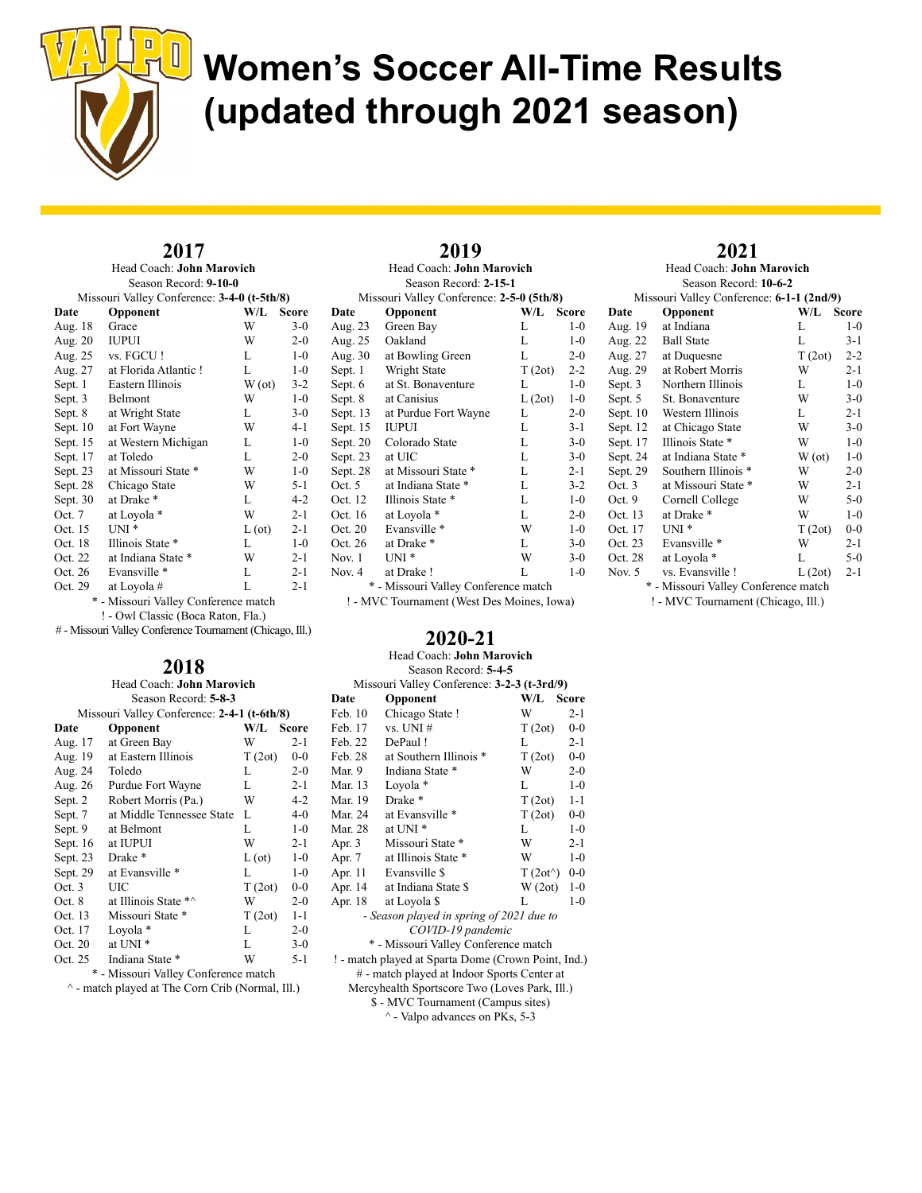# Women's Soccer All-Time Results (updated through 2021 season)

## 2017

Head Coach: **John Marovich**
Season Record: **9-10-0**
Missouri Valley Conference: **3-4-0 (t-5th/8)**

| Date | Opponent | W/L | Score |
|---|---|---|---|
| Aug. 18 | Grace | W | 3-0 |
| Aug. 20 | IUPUI | W | 2-0 |
| Aug. 25 | vs. FGCU ! | L | 1-0 |
| Aug. 27 | at Florida Atlantic ! | L | 1-0 |
| Sept. 1 | Eastern Illinois | W (ot) | 3-2 |
| Sept. 3 | Belmont | W | 1-0 |
| Sept. 8 | at Wright State | L | 3-0 |
| Sept. 10 | at Fort Wayne | W | 4-1 |
| Sept. 15 | at Western Michigan | L | 1-0 |
| Sept. 17 | at Toledo | L | 2-0 |
| Sept. 23 | at Missouri State * | W | 1-0 |
| Sept. 28 | Chicago State | W | 5-1 |
| Sept. 30 | at Drake * | L | 4-2 |
| Oct. 7 | at Loyola * | W | 2-1 |
| Oct. 15 | UNI * | L (ot) | 2-1 |
| Oct. 18 | Illinois State * | L | 1-0 |
| Oct. 22 | at Indiana State * | W | 2-1 |
| Oct. 26 | Evansville * | L | 2-1 |
| Oct. 29 | at Loyola # | L | 2-1 |

\* - Missouri Valley Conference match
! - Owl Classic (Boca Raton, Fla.)
# - Missouri Valley Conference Tournament (Chicago, Ill.)

## 2018

Head Coach: **John Marovich**
Season Record: **5-8-3**
Missouri Valley Conference: **2-4-1 (t-6th/8)**

| Date | Opponent | W/L | Score |
|---|---|---|---|
| Aug. 17 | at Green Bay | W | 2-1 |
| Aug. 19 | at Eastern Illinois | T (2ot) | 0-0 |
| Aug. 24 | Toledo | L | 2-0 |
| Aug. 26 | Purdue Fort Wayne | L | 2-1 |
| Sept. 2 | Robert Morris (Pa.) | W | 4-2 |
| Sept. 7 | at Middle Tennessee State | L | 4-0 |
| Sept. 9 | at Belmont | L | 1-0 |
| Sept. 16 | at IUPUI | W | 2-1 |
| Sept. 23 | Drake * | L (ot) | 1-0 |
| Sept. 29 | at Evansville * | L | 1-0 |
| Oct. 3 | UIC | T (2ot) | 0-0 |
| Oct. 8 | at Illinois State *^ | W | 2-0 |
| Oct. 13 | Missouri State * | T (2ot) | 1-1 |
| Oct. 17 | Loyola * | L | 2-0 |
| Oct. 20 | at UNI * | L | 3-0 |
| Oct. 25 | Indiana State * | W | 5-1 |

\* - Missouri Valley Conference match
^ - match played at The Corn Crib (Normal, Ill.)

## 2019

Head Coach: **John Marovich**
Season Record: **2-15-1**
Missouri Valley Conference: **2-5-0 (5th/8)**

| Date | Opponent | W/L | Score |
|---|---|---|---|
| Aug. 23 | Green Bay | L | 1-0 |
| Aug. 25 | Oakland | L | 1-0 |
| Aug. 30 | at Bowling Green | L | 2-0 |
| Sept. 1 | Wright State | T (2ot) | 2-2 |
| Sept. 6 | at St. Bonaventure | L | 1-0 |
| Sept. 8 | at Canisius | L (2ot) | 1-0 |
| Sept. 13 | at Purdue Fort Wayne | L | 2-0 |
| Sept. 15 | IUPUI | L | 3-1 |
| Sept. 20 | Colorado State | L | 3-0 |
| Sept. 23 | at UIC | L | 3-0 |
| Sept. 28 | at Missouri State * | L | 2-1 |
| Oct. 5 | at Indiana State * | L | 3-2 |
| Oct. 12 | Illinois State * | L | 1-0 |
| Oct. 16 | at Loyola * | L | 2-0 |
| Oct. 20 | Evansville * | W | 1-0 |
| Oct. 26 | at Drake * | L | 3-0 |
| Nov. 1 | UNI * | W | 3-0 |
| Nov. 4 | at Drake ! | L | 1-0 |

\* - Missouri Valley Conference match
! - MVC Tournament (West Des Moines, Iowa)

## 2020-21

Head Coach: **John Marovich**
Season Record: **5-4-5**
Missouri Valley Conference: **3-2-3 (t-3rd/9)**

| Date | Opponent | W/L | Score |
|---|---|---|---|
| Feb. 10 | Chicago State ! | W | 2-1 |
| Feb. 17 | vs. UNI # | T (2ot) | 0-0 |
| Feb. 22 | DePaul ! | L | 2-1 |
| Feb. 28 | at Southern Illinois * | T (2ot) | 0-0 |
| Mar. 9 | Indiana State * | W | 2-0 |
| Mar. 13 | Loyola * | L | 1-0 |
| Mar. 19 | Drake * | T (2ot) | 1-1 |
| Mar. 24 | at Evansville * | T (2ot) | 0-0 |
| Mar. 28 | at UNI * | L | 1-0 |
| Apr. 3 | Missouri State * | W | 2-1 |
| Apr. 7 | at Illinois State * | W | 1-0 |
| Apr. 11 | Evansville $ | T (2ot^) | 0-0 |
| Apr. 14 | at Indiana State $ | W (2ot) | 1-0 |
| Apr. 18 | at Loyola $ | L | 1-0 |

*- Season played in spring of 2021 due to COVID-19 pandemic*
\* - Missouri Valley Conference match
! - match played at Sparta Dome (Crown Point, Ind.)
# - match played at Indoor Sports Center at Mercyhealth Sportscore Two (Loves Park, Ill.)
$ - MVC Tournament (Campus sites)
^ - Valpo advances on PKs, 5-3

## 2021

Head Coach: **John Marovich**
Season Record: **10-6-2**
Missouri Valley Conference: **6-1-1 (2nd/9)**

| Date | Opponent | W/L | Score |
|---|---|---|---|
| Aug. 19 | at Indiana | L | 1-0 |
| Aug. 22 | Ball State | L | 3-1 |
| Aug. 27 | at Duquesne | T (2ot) | 2-2 |
| Aug. 29 | at Robert Morris | W | 2-1 |
| Sept. 3 | Northern Illinois | L | 1-0 |
| Sept. 5 | St. Bonaventure | W | 3-0 |
| Sept. 10 | Western Illinois | L | 2-1 |
| Sept. 12 | at Chicago State | W | 3-0 |
| Sept. 17 | Illinois State * | W | 1-0 |
| Sept. 24 | at Indiana State * | W (ot) | 1-0 |
| Sept. 29 | Southern Illinois * | W | 2-0 |
| Oct. 3 | at Missouri State * | W | 2-1 |
| Oct. 9 | Cornell College | W | 5-0 |
| Oct. 13 | at Drake * | W | 1-0 |
| Oct. 17 | UNI * | T (2ot) | 0-0 |
| Oct. 23 | Evansville * | W | 2-1 |
| Oct. 28 | at Loyola * | L | 5-0 |
| Nov. 5 | vs. Evansville ! | L (2ot) | 2-1 |

\* - Missouri Valley Conference match
! - MVC Tournament (Chicago, Ill.)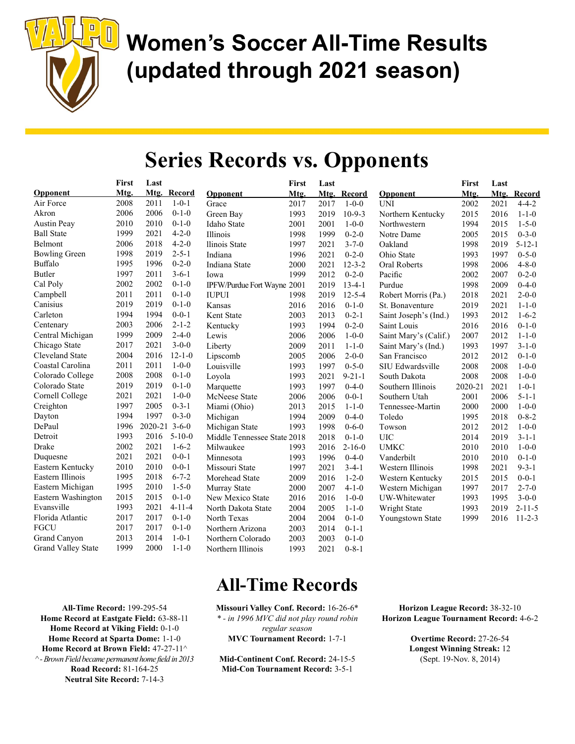# Women's Soccer All-Time Results (updated through 2021 season)

## Series Records vs. Opponents

| Opponent | First Mtg. | Last Mtg. | Record |
|---|---|---|---|
| Air Force | 2008 | 2011 | 1-0-1 |
| Akron | 2006 | 2006 | 0-1-0 |
| Austin Peay | 2010 | 2010 | 0-1-0 |
| Ball State | 1999 | 2021 | 4-2-0 |
| Belmont | 2006 | 2018 | 4-2-0 |
| Bowling Green | 1998 | 2019 | 2-5-1 |
| Buffalo | 1995 | 1996 | 0-2-0 |
| Butler | 1997 | 2011 | 3-6-1 |
| Cal Poly | 2002 | 2002 | 0-1-0 |
| Campbell | 2011 | 2011 | 0-1-0 |
| Canisius | 2019 | 2019 | 0-1-0 |
| Carleton | 1994 | 1994 | 0-0-1 |
| Centenary | 2003 | 2006 | 2-1-2 |
| Central Michigan | 1999 | 2009 | 2-4-0 |
| Chicago State | 2017 | 2021 | 3-0-0 |
| Cleveland State | 2004 | 2016 | 12-1-0 |
| Coastal Carolina | 2011 | 2011 | 1-0-0 |
| Colorado College | 2008 | 2008 | 0-1-0 |
| Colorado State | 2019 | 2019 | 0-1-0 |
| Cornell College | 2021 | 2021 | 1-0-0 |
| Creighton | 1997 | 2005 | 0-3-1 |
| Dayton | 1994 | 1997 | 0-3-0 |
| DePaul | 1996 | 2020-21 | 3-6-0 |
| Detroit | 1993 | 2016 | 5-10-0 |
| Drake | 2002 | 2021 | 1-6-2 |
| Duquesne | 2021 | 2021 | 0-0-1 |
| Eastern Kentucky | 2010 | 2010 | 0-0-1 |
| Eastern Illinois | 1995 | 2018 | 6-7-2 |
| Eastern Michigan | 1995 | 2010 | 1-5-0 |
| Eastern Washington | 2015 | 2015 | 0-1-0 |
| Evansville | 1993 | 2021 | 4-11-4 |
| Florida Atlantic | 2017 | 2017 | 0-1-0 |
| FGCU | 2017 | 2017 | 0-1-0 |
| Grand Canyon | 2013 | 2014 | 1-0-1 |
| Grand Valley State | 1999 | 2000 | 1-1-0 |
| Grace | 2017 | 2017 | 1-0-0 |
| Green Bay | 1993 | 2019 | 10-9-3 |
| Idaho State | 2001 | 2001 | 1-0-0 |
| Illinois | 1998 | 1999 | 0-2-0 |
| llinois State | 1997 | 2021 | 3-7-0 |
| Indiana | 1996 | 2021 | 0-2-0 |
| Indiana State | 2000 | 2021 | 12-3-2 |
| Iowa | 1999 | 2012 | 0-2-0 |
| IPFW/Purdue Fort Wayne | 2001 | 2019 | 13-4-1 |
| IUPUI | 1998 | 2019 | 12-5-4 |
| Kansas | 2016 | 2016 | 0-1-0 |
| Kent State | 2003 | 2013 | 0-2-1 |
| Kentucky | 1993 | 1994 | 0-2-0 |
| Lewis | 2006 | 2006 | 1-0-0 |
| Liberty | 2009 | 2011 | 1-1-0 |
| Lipscomb | 2005 | 2006 | 2-0-0 |
| Louisville | 1993 | 1997 | 0-5-0 |
| Loyola | 1993 | 2021 | 9-21-1 |
| Marquette | 1993 | 1997 | 0-4-0 |
| McNeese State | 2006 | 2006 | 0-0-1 |
| Miami (Ohio) | 2013 | 2015 | 1-1-0 |
| Michigan | 1994 | 2009 | 0-4-0 |
| Michigan State | 1993 | 1998 | 0-6-0 |
| Middle Tennessee State | 2018 | 2018 | 0-1-0 |
| Milwaukee | 1993 | 2016 | 2-16-0 |
| Minnesota | 1993 | 1996 | 0-4-0 |
| Missouri State | 1997 | 2021 | 3-4-1 |
| Morehead State | 2009 | 2016 | 1-2-0 |
| Murray State | 2000 | 2007 | 4-1-0 |
| New Mexico State | 2016 | 2016 | 1-0-0 |
| North Dakota State | 2004 | 2005 | 1-1-0 |
| North Texas | 2004 | 2004 | 0-1-0 |
| Northern Arizona | 2003 | 2014 | 0-1-1 |
| Northern Colorado | 2003 | 2003 | 0-1-0 |
| Northern Illinois | 1993 | 2021 | 0-8-1 |
| UNI | 2002 | 2021 | 4-4-2 |
| Northern Kentucky | 2015 | 2016 | 1-1-0 |
| Northwestern | 1994 | 2015 | 1-5-0 |
| Notre Dame | 2005 | 2015 | 0-3-0 |
| Oakland | 1998 | 2019 | 5-12-1 |
| Ohio State | 1993 | 1997 | 0-5-0 |
| Oral Roberts | 1998 | 2006 | 4-8-0 |
| Pacific | 2002 | 2007 | 0-2-0 |
| Purdue | 1998 | 2009 | 0-4-0 |
| Robert Morris (Pa.) | 2018 | 2021 | 2-0-0 |
| St. Bonaventure | 2019 | 2021 | 1-1-0 |
| Saint Joseph's (Ind.) | 1993 | 2012 | 1-6-2 |
| Saint Louis | 2016 | 2016 | 0-1-0 |
| Saint Mary's (Calif.) | 2007 | 2012 | 1-1-0 |
| Saint Mary's (Ind.) | 1993 | 1997 | 3-1-0 |
| San Francisco | 2012 | 2012 | 0-1-0 |
| SIU Edwardsville | 2008 | 2008 | 1-0-0 |
| South Dakota | 2008 | 2008 | 1-0-0 |
| Southern Illinois | 2020-21 | 2021 | 1-0-1 |
| Southern Utah | 2001 | 2006 | 5-1-1 |
| Tennessee-Martin | 2000 | 2000 | 1-0-0 |
| Toledo | 1995 | 2018 | 0-8-2 |
| Towson | 2012 | 2012 | 1-0-0 |
| UIC | 2014 | 2019 | 3-1-1 |
| UMKC | 2010 | 2010 | 1-0-0 |
| Vanderbilt | 2010 | 2010 | 0-1-0 |
| Western Illinois | 1998 | 2021 | 9-3-1 |
| Western Kentucky | 2015 | 2015 | 0-0-1 |
| Western Michigan | 1997 | 2017 | 2-7-0 |
| UW-Whitewater | 1993 | 1995 | 3-0-0 |
| Wright State | 1993 | 2019 | 2-11-5 |
| Youngstown State | 1999 | 2016 | 11-2-3 |

## All-Time Records

**All-Time Record:** 199-295-54
**Home Record at Eastgate Field:** 63-88-11
**Home Record at Viking Field:** 0-1-0
**Home Record at Sparta Dome:** 1-1-0
**Home Record at Brown Field:** 47-27-11^
*^ - Brown Field became permanent home field in 2013*
**Road Record:** 81-164-25
**Neutral Site Record:** 7-14-3

**Missouri Valley Conf. Record:** 16-26-6*
*\* - in 1996 MVC did not play round robin regular season*
**MVC Tournament Record:** 1-7-1

**Mid-Continent Conf. Record:** 24-15-5
**Mid-Con Tournament Record:** 3-5-1

**Horizon League Record:** 38-32-10
**Horizon League Tournament Record:** 4-6-2

**Overtime Record:** 27-26-54
**Longest Winning Streak:** 12
(Sept. 19-Nov. 8, 2014)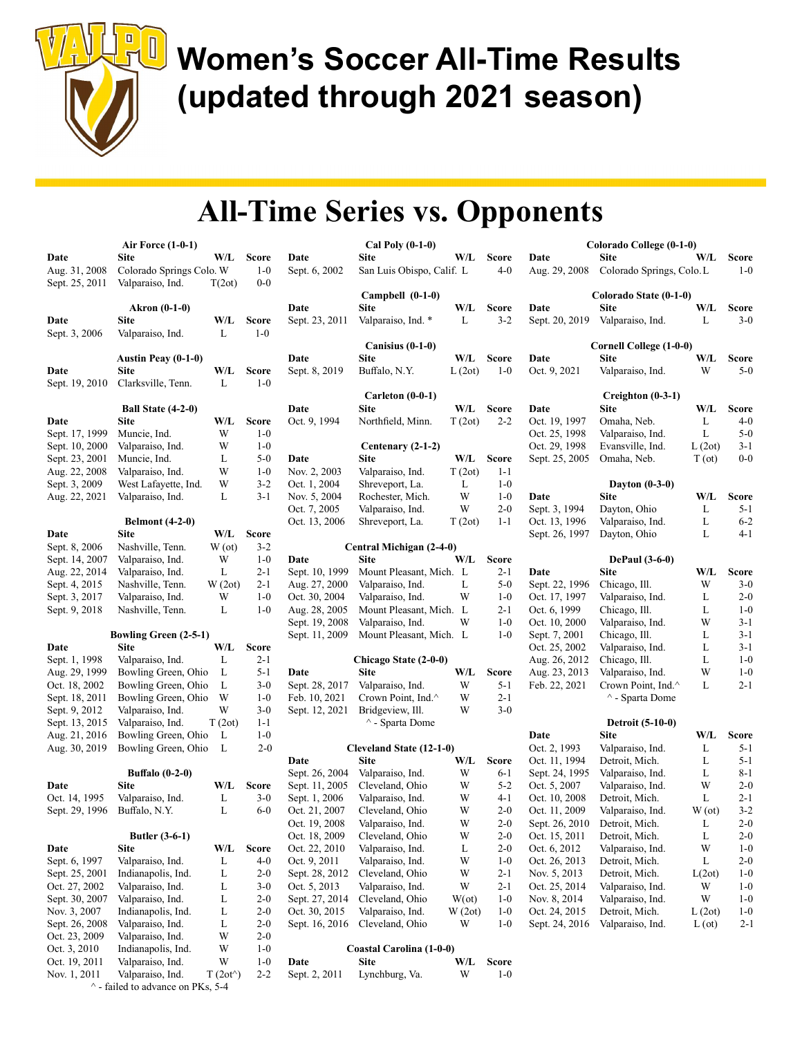# Women's Soccer All-Time Results (updated through 2021 season)

## All-Time Series vs. Opponents

### Air Force (1-0-1)

| Date | Site | W/L | Score |
|---|---|---|---|
| Aug. 31, 2008 | Colorado Springs Colo. | W | 1-0 |
| Sept. 25, 2011 | Valparaiso, Ind. | T(2ot) | 0-0 |

### Akron (0-1-0)

| Date | Site | W/L | Score |
|---|---|---|---|
| Sept. 3, 2006 | Valparaiso, Ind. | L | 1-0 |

### Austin Peay (0-1-0)

| Date | Site | W/L | Score |
|---|---|---|---|
| Sept. 19, 2010 | Clarksville, Tenn. | L | 1-0 |

### Ball State (4-2-0)

| Date | Site | W/L | Score |
|---|---|---|---|
| Sept. 17, 1999 | Muncie, Ind. | W | 1-0 |
| Sept. 10, 2000 | Valparaiso, Ind. | W | 1-0 |
| Sept. 23, 2001 | Muncie, Ind. | L | 5-0 |
| Aug. 22, 2008 | Valparaiso, Ind. | W | 1-0 |
| Sept. 3, 2009 | West Lafayette, Ind. | W | 3-2 |
| Aug. 22, 2021 | Valparaiso, Ind. | L | 3-1 |

### Belmont (4-2-0)

| Date | Site | W/L | Score |
|---|---|---|---|
| Sept. 8, 2006 | Nashville, Tenn. | W (ot) | 3-2 |
| Sept. 14, 2007 | Valparaiso, Ind. | W | 1-0 |
| Aug. 22, 2014 | Valparaiso, Ind. | L | 2-1 |
| Sept. 4, 2015 | Nashville, Tenn. | W (2ot) | 2-1 |
| Sept. 3, 2017 | Valparaiso, Ind. | W | 1-0 |
| Sept. 9, 2018 | Nashville, Tenn. | L | 1-0 |

### Bowling Green (2-5-1)

| Date | Site | W/L | Score |
|---|---|---|---|
| Sept. 1, 1998 | Valparaiso, Ind. | L | 2-1 |
| Aug. 29, 1999 | Bowling Green, Ohio | L | 5-1 |
| Oct. 18, 2002 | Bowling Green, Ohio | L | 3-0 |
| Sept. 18, 2011 | Bowling Green, Ohio | W | 1-0 |
| Sept. 9, 2012 | Valparaiso, Ind. | W | 3-0 |
| Sept. 13, 2015 | Valparaiso, Ind. | T (2ot) | 1-1 |
| Aug. 21, 2016 | Bowling Green, Ohio | L | 1-0 |
| Aug. 30, 2019 | Bowling Green, Ohio | L | 2-0 |

### Buffalo (0-2-0)

| Date | Site | W/L | Score |
|---|---|---|---|
| Oct. 14, 1995 | Valparaiso, Ind. | L | 3-0 |
| Sept. 29, 1996 | Buffalo, N.Y. | L | 6-0 |

### Butler (3-6-1)

| Date | Site | W/L | Score |
|---|---|---|---|
| Sept. 6, 1997 | Valparaiso, Ind. | L | 4-0 |
| Sept. 25, 2001 | Indianapolis, Ind. | L | 2-0 |
| Oct. 27, 2002 | Valparaiso, Ind. | L | 3-0 |
| Sept. 30, 2007 | Valparaiso, Ind. | L | 2-0 |
| Nov. 3, 2007 | Indianapolis, Ind. | L | 2-0 |
| Sept. 26, 2008 | Valparaiso, Ind. | L | 2-0 |
| Oct. 23, 2009 | Valparaiso, Ind. | W | 2-0 |
| Oct. 3, 2010 | Indianapolis, Ind. | W | 1-0 |
| Oct. 19, 2011 | Valparaiso, Ind. | W | 1-0 |
| Nov. 1, 2011 | Valparaiso, Ind. | T (2ot^) | 2-2 |

^ - failed to advance on PKs, 5-4

### Cal Poly (0-1-0)

| Date | Site | W/L | Score |
|---|---|---|---|
| Sept. 6, 2002 | San Luis Obispo, Calif. | L | 4-0 |

### Campbell (0-1-0)

| Date | Site | W/L | Score |
|---|---|---|---|
| Sept. 23, 2011 | Valparaiso, Ind. * | L | 3-2 |

### Canisius (0-1-0)

| Date | Site | W/L | Score |
|---|---|---|---|
| Sept. 8, 2019 | Buffalo, N.Y. | L (2ot) | 1-0 |

### Carleton (0-0-1)

| Date | Site | W/L | Score |
|---|---|---|---|
| Oct. 9, 1994 | Northfield, Minn. | T (2ot) | 2-2 |

### Centenary (2-1-2)

| Date | Site | W/L | Score |
|---|---|---|---|
| Nov. 2, 2003 | Valparaiso, Ind. | T (2ot) | 1-1 |
| Oct. 1, 2004 | Shreveport, La. | L | 1-0 |
| Nov. 5, 2004 | Rochester, Mich. | W | 1-0 |
| Oct. 7, 2005 | Valparaiso, Ind. | W | 2-0 |
| Oct. 13, 2006 | Shreveport, La. | T (2ot) | 1-1 |

### Central Michigan (2-4-0)

| Date | Site | W/L | Score |
|---|---|---|---|
| Sept. 10, 1999 | Mount Pleasant, Mich. | L | 2-1 |
| Aug. 27, 2000 | Valparaiso, Ind. | L | 5-0 |
| Oct. 30, 2004 | Valparaiso, Ind. | W | 1-0 |
| Aug. 28, 2005 | Mount Pleasant, Mich. | L | 2-1 |
| Sept. 19, 2008 | Valparaiso, Ind. | W | 1-0 |
| Sept. 11, 2009 | Mount Pleasant, Mich. | L | 1-0 |

### Chicago State (2-0-0)

| Date | Site | W/L | Score |
|---|---|---|---|
| Sept. 28, 2017 | Valparaiso, Ind. | W | 5-1 |
| Feb. 10, 2021 | Crown Point, Ind.^ | W | 2-1 |
| Sept. 12, 2021 | Bridgeview, Ill. | W | 3-0 |

^ - Sparta Dome

### Cleveland State (12-1-0)

| Date | Site | W/L | Score |
|---|---|---|---|
| Sept. 26, 2004 | Valparaiso, Ind. | W | 6-1 |
| Sept. 11, 2005 | Cleveland, Ohio | W | 5-2 |
| Sept. 1, 2006 | Valparaiso, Ind. | W | 4-1 |
| Oct. 21, 2007 | Cleveland, Ohio | W | 2-0 |
| Oct. 19, 2008 | Valparaiso, Ind. | W | 2-0 |
| Oct. 18, 2009 | Cleveland, Ohio | W | 2-0 |
| Oct. 22, 2010 | Valparaiso, Ind. | L | 2-0 |
| Oct. 9, 2011 | Valparaiso, Ind. | W | 1-0 |
| Sept. 28, 2012 | Cleveland, Ohio | W | 2-1 |
| Oct. 5, 2013 | Valparaiso, Ind. | W | 2-1 |
| Sept. 27, 2014 | Cleveland, Ohio | W(ot) | 1-0 |
| Oct. 30, 2015 | Valparaiso, Ind. | W (2ot) | 1-0 |
| Sept. 16, 2016 | Cleveland, Ohio | W | 1-0 |

### Coastal Carolina (1-0-0)

| Date | Site | W/L | Score |
|---|---|---|---|
| Sept. 2, 2011 | Lynchburg, Va. | W | 1-0 |

### Colorado College (0-1-0)

| Date | Site | W/L | Score |
|---|---|---|---|
| Aug. 29, 2008 | Colorado Springs, Colo. | L | 1-0 |

### Colorado State (0-1-0)

| Date | Site | W/L | Score |
|---|---|---|---|
| Sept. 20, 2019 | Valparaiso, Ind. | L | 3-0 |

### Cornell College (1-0-0)

| Date | Site | W/L | Score |
|---|---|---|---|
| Oct. 9, 2021 | Valparaiso, Ind. | W | 5-0 |

### Creighton (0-3-1)

| Date | Site | W/L | Score |
|---|---|---|---|
| Oct. 19, 1997 | Omaha, Neb. | L | 4-0 |
| Oct. 25, 1998 | Valparaiso, Ind. | L | 5-0 |
| Oct. 29, 1998 | Evansville, Ind. | L (2ot) | 3-1 |
| Sept. 25, 2005 | Omaha, Neb. | T (ot) | 0-0 |

### Dayton (0-3-0)

| Date | Site | W/L | Score |
|---|---|---|---|
| Sept. 3, 1994 | Dayton, Ohio | L | 5-1 |
| Oct. 13, 1996 | Valparaiso, Ind. | L | 6-2 |
| Sept. 26, 1997 | Dayton, Ohio | L | 4-1 |

### DePaul (3-6-0)

| Date | Site | W/L | Score |
|---|---|---|---|
| Sept. 22, 1996 | Chicago, Ill. | W | 3-0 |
| Oct. 17, 1997 | Valparaiso, Ind. | L | 2-0 |
| Oct. 6, 1999 | Chicago, Ill. | L | 1-0 |
| Oct. 5, 2000 | Valparaiso, Ind. | W | 3-1 |
| Sept. 7, 2001 | Chicago, Ill. | L | 3-1 |
| Oct. 25, 2002 | Valparaiso, Ind. | L | 3-1 |
| Aug. 26, 2012 | Chicago, Ill. | L | 1-0 |
| Aug. 23, 2013 | Valparaiso, Ind. | W | 1-0 |
| Feb. 22, 2021 | Crown Point, Ind.^ | L | 2-1 |

^ - Sparta Dome

### Detroit (5-10-0)

| Date | Site | W/L | Score |
|---|---|---|---|
| Oct. 2, 1993 | Valparaiso, Ind. | L | 5-1 |
| Oct. 11, 1994 | Detroit, Mich. | L | 5-1 |
| Sept. 24, 1995 | Valparaiso, Ind. | L | 8-1 |
| Oct. 5, 2007 | Valparaiso, Ind. | W | 2-0 |
| Oct. 10, 2008 | Detroit, Mich. | L | 2-1 |
| Oct. 11, 2009 | Valparaiso, Ind. | W (ot) | 3-2 |
| Sept. 26, 2010 | Detroit, Mich. | L | 2-0 |
| Oct. 15, 2011 | Detroit, Mich. | L | 2-0 |
| Oct. 6, 2012 | Valparaiso, Ind. | W | 1-0 |
| Oct. 26, 2013 | Detroit, Mich. | L | 2-0 |
| Nov. 5, 2013 | Detroit, Mich. | L(2ot) | 1-0 |
| Oct. 25, 2014 | Valparaiso, Ind. | W | 1-0 |
| Nov. 8, 2014 | Valparaiso, Ind. | W | 1-0 |
| Oct. 24, 2015 | Detroit, Mich. | L (2ot) | 1-0 |
| Sept. 24, 2016 | Valparaiso, Ind. | L (ot) | 2-1 |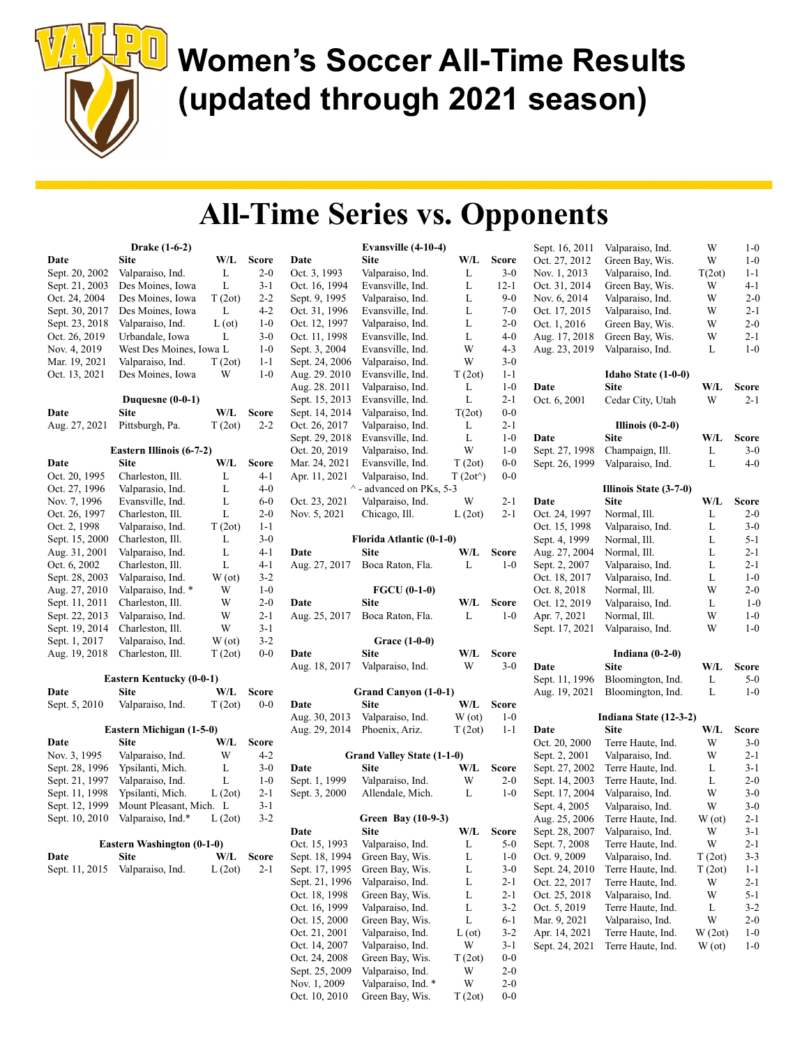# Women's Soccer All-Time Results (updated through 2021 season)

# All-Time Series vs. Opponents

### Drake (1-6-2)

| Date | Site | W/L | Score |
|---|---|---|---|
| Sept. 20, 2002 | Valparaiso, Ind. | L | 2-0 |
| Sept. 21, 2003 | Des Moines, Iowa | L | 3-1 |
| Oct. 24, 2004 | Des Moines, Iowa | T (2ot) | 2-2 |
| Sept. 30, 2017 | Des Moines, Iowa | L | 4-2 |
| Sept. 23, 2018 | Valparaiso, Ind. | L (ot) | 1-0 |
| Oct. 26, 2019 | Urbandale, Iowa | L | 3-0 |
| Nov. 4, 2019 | West Des Moines, Iowa | L | 1-0 |
| Mar. 19, 2021 | Valparaiso, Ind. | T (2ot) | 1-1 |
| Oct. 13, 2021 | Des Moines, Iowa | W | 1-0 |

### Duquesne (0-0-1)

| Date | Site | W/L | Score |
|---|---|---|---|
| Aug. 27, 2021 | Pittsburgh, Pa. | T (2ot) | 2-2 |

### Eastern Illinois (6-7-2)

| Date | Site | W/L | Score |
|---|---|---|---|
| Oct. 20, 1995 | Charleston, Ill. | L | 4-1 |
| Oct. 27, 1996 | Valparasio, Ind. | L | 4-0 |
| Nov. 7, 1996 | Evansville, Ind. | L | 6-0 |
| Oct. 26, 1997 | Charleston, Ill. | L | 2-0 |
| Oct. 2, 1998 | Valparaiso, Ind. | T (2ot) | 1-1 |
| Sept. 15, 2000 | Charleston, Ill. | L | 3-0 |
| Aug. 31, 2001 | Valparaiso, Ind. | L | 4-1 |
| Oct. 6, 2002 | Charleston, Ill. | L | 4-1 |
| Sept. 28, 2003 | Valparaiso, Ind. | W (ot) | 3-2 |
| Aug. 27, 2010 | Valparaiso, Ind. * | W | 1-0 |
| Sept. 11, 2011 | Charleston, Ill. | W | 2-0 |
| Sept. 22, 2013 | Valparaiso, Ind. | W | 2-1 |
| Sept. 19, 2014 | Charleston, Ill. | W | 3-1 |
| Sept. 1, 2017 | Valparaiso, Ind. | W (ot) | 3-2 |
| Aug. 19, 2018 | Charleston, Ill. | T (2ot) | 0-0 |

### Eastern Kentucky (0-0-1)

| Date | Site | W/L | Score |
|---|---|---|---|
| Sept. 5, 2010 | Valparaiso, Ind. | T (2ot) | 0-0 |

### Eastern Michigan (1-5-0)

| Date | Site | W/L | Score |
|---|---|---|---|
| Nov. 3, 1995 | Valparaiso, Ind. | W | 4-2 |
| Sept. 28, 1996 | Ypsilanti, Mich. | L | 3-0 |
| Sept. 21, 1997 | Valparaiso, Ind. | L | 1-0 |
| Sept. 11, 1998 | Ypsilanti, Mich. | L (2ot) | 2-1 |
| Sept. 12, 1999 | Mount Pleasant, Mich. | L | 3-1 |
| Sept. 10, 2010 | Valparaiso, Ind.* | L (2ot) | 3-2 |

### Eastern Washington (0-1-0)

| Date | Site | W/L | Score |
|---|---|---|---|
| Sept. 11, 2015 | Valparaiso, Ind. | L (2ot) | 2-1 |

### Evansville (4-10-4)

| Date | Site | W/L | Score |
|---|---|---|---|
| Oct. 3, 1993 | Valparaiso, Ind. | L | 3-0 |
| Oct. 16, 1994 | Evansville, Ind. | L | 12-1 |
| Sept. 9, 1995 | Valparaiso, Ind. | L | 9-0 |
| Oct. 31, 1996 | Evansville, Ind. | L | 7-0 |
| Oct. 12, 1997 | Valparaiso, Ind. | L | 2-0 |
| Oct. 11, 1998 | Evansville, Ind. | L | 4-0 |
| Sept. 3, 2004 | Evansville, Ind. | W | 4-3 |
| Sept. 24, 2006 | Valparaiso, Ind. | W | 3-0 |
| Aug. 29. 2010 | Evansville, Ind. | T (2ot) | 1-1 |
| Aug. 28. 2011 | Valparaiso, Ind. | L | 1-0 |
| Sept. 15, 2013 | Evansville, Ind. | L | 2-1 |
| Sept. 14, 2014 | Valparaiso, Ind. | T(2ot) | 0-0 |
| Oct. 26, 2017 | Valparaiso, Ind. | L | 2-1 |
| Sept. 29, 2018 | Evansville, Ind. | L | 1-0 |
| Oct. 20, 2019 | Valparaiso, Ind. | W | 1-0 |
| Mar. 24, 2021 | Evansville, Ind. | T (2ot) | 0-0 |
| Apr. 11, 2021 | Valparaiso, Ind. | T (2ot^) | 0-0 |
| Oct. 23, 2021 | Valparaiso, Ind. | W | 2-1 |
| Nov. 5, 2021 | Chicago, Ill. | L (2ot) | 2-1 |

^ - advanced on PKs, 5-3

### Florida Atlantic (0-1-0)

| Date | Site | W/L | Score |
|---|---|---|---|
| Aug. 27, 2017 | Boca Raton, Fla. | L | 1-0 |

### FGCU (0-1-0)

| Date | Site | W/L | Score |
|---|---|---|---|
| Aug. 25, 2017 | Boca Raton, Fla. | L | 1-0 |

### Grace (1-0-0)

| Date | Site | W/L | Score |
|---|---|---|---|
| Aug. 18, 2017 | Valparaiso, Ind. | W | 3-0 |

### Grand Canyon (1-0-1)

| Date | Site | W/L | Score |
|---|---|---|---|
| Aug. 30, 2013 | Valparaiso, Ind. | W (ot) | 1-0 |
| Aug. 29, 2014 | Phoenix, Ariz. | T (2ot) | 1-1 |

### Grand Valley State (1-1-0)

| Date | Site | W/L | Score |
|---|---|---|---|
| Sept. 1, 1999 | Valparaiso, Ind. | W | 2-0 |
| Sept. 3, 2000 | Allendale, Mich. | L | 1-0 |

### Green Bay (10-9-3)

| Date | Site | W/L | Score |
|---|---|---|---|
| Oct. 15, 1993 | Valparaiso, Ind. | L | 5-0 |
| Sept. 18, 1994 | Green Bay, Wis. | L | 1-0 |
| Sept. 17, 1995 | Green Bay, Wis. | L | 3-0 |
| Sept. 21, 1996 | Valparaiso, Ind. | L | 2-1 |
| Oct. 18, 1998 | Green Bay, Wis. | L | 2-1 |
| Oct. 16, 1999 | Valparaiso, Ind. | L | 3-2 |
| Oct. 15, 2000 | Green Bay, Wis. | L | 6-1 |
| Oct. 21, 2001 | Valparaiso, Ind. | L (ot) | 3-2 |
| Oct. 14, 2007 | Valparaiso, Ind. | W | 3-1 |
| Oct. 24, 2008 | Green Bay, Wis. | T (2ot) | 0-0 |
| Sept. 25, 2009 | Valparaiso, Ind. | W | 2-0 |
| Nov. 1, 2009 | Valparaiso, Ind. * | W | 2-0 |
| Oct. 10, 2010 | Green Bay, Wis. | T (2ot) | 0-0 |
| Sept. 16, 2011 | Valparaiso, Ind. | W | 1-0 |
| Oct. 27, 2012 | Green Bay, Wis. | W | 1-0 |
| Nov. 1, 2013 | Valparaiso, Ind. | T(2ot) | 1-1 |
| Oct. 31, 2014 | Green Bay, Wis. | W | 4-1 |
| Nov. 6, 2014 | Valparaiso, Ind. | W | 2-0 |
| Oct. 17, 2015 | Valparaiso, Ind. | W | 2-1 |
| Oct. 1, 2016 | Green Bay, Wis. | W | 2-0 |
| Aug. 17, 2018 | Green Bay, Wis. | W | 2-1 |
| Aug. 23, 2019 | Valparaiso, Ind. | L | 1-0 |

### Idaho State (1-0-0)

| Date | Site | W/L | Score |
|---|---|---|---|
| Oct. 6, 2001 | Cedar City, Utah | W | 2-1 |

### Illinois (0-2-0)

| Date | Site | W/L | Score |
|---|---|---|---|
| Sept. 27, 1998 | Champaign, Ill. | L | 3-0 |
| Sept. 26, 1999 | Valparaiso, Ind. | L | 4-0 |

### Illinois State (3-7-0)

| Date | Site | W/L | Score |
|---|---|---|---|
| Oct. 24, 1997 | Normal, Ill. | L | 2-0 |
| Oct. 15, 1998 | Valparaiso, Ind. | L | 3-0 |
| Sept. 4, 1999 | Normal, Ill. | L | 5-1 |
| Aug. 27, 2004 | Normal, Ill. | L | 2-1 |
| Sept. 2, 2007 | Valparaiso, Ind. | L | 2-1 |
| Oct. 18, 2017 | Valparaiso, Ind. | L | 1-0 |
| Oct. 8, 2018 | Normal, Ill. | W | 2-0 |
| Oct. 12, 2019 | Valparaiso, Ind. | L | 1-0 |
| Apr. 7, 2021 | Normal, Ill. | W | 1-0 |
| Sept. 17, 2021 | Valparaiso, Ind. | W | 1-0 |

### Indiana (0-2-0)

| Date | Site | W/L | Score |
|---|---|---|---|
| Sept. 11, 1996 | Bloomington, Ind. | L | 5-0 |
| Aug. 19, 2021 | Bloomington, Ind. | L | 1-0 |

### Indiana State (12-3-2)

| Date | Site | W/L | Score |
|---|---|---|---|
| Oct. 20, 2000 | Terre Haute, Ind. | W | 3-0 |
| Sept. 2, 2001 | Valparaiso, Ind. | W | 2-1 |
| Sept. 27, 2002 | Terre Haute, Ind. | L | 3-1 |
| Sept. 14, 2003 | Terre Haute, Ind. | L | 2-0 |
| Sept. 17, 2004 | Valparaiso, Ind. | W | 3-0 |
| Sept. 4, 2005 | Valparaiso, Ind. | W | 3-0 |
| Aug. 25, 2006 | Terre Haute, Ind. | W (ot) | 2-1 |
| Sept. 28, 2007 | Valparaiso, Ind. | W | 3-1 |
| Sept. 7, 2008 | Terre Haute, Ind. | W | 2-1 |
| Oct. 9, 2009 | Valparaiso, Ind. | T (2ot) | 3-3 |
| Sept. 24, 2010 | Terre Haute, Ind. | T (2ot) | 1-1 |
| Oct. 22, 2017 | Terre Haute, Ind. | W | 2-1 |
| Oct. 25, 2018 | Valparaiso, Ind. | W | 5-1 |
| Oct. 5, 2019 | Terre Haute, Ind. | L | 3-2 |
| Mar. 9, 2021 | Valparaiso, Ind. | W | 2-0 |
| Apr. 14, 2021 | Terre Haute, Ind. | W (2ot) | 1-0 |
| Sept. 24, 2021 | Terre Haute, Ind. | W (ot) | 1-0 |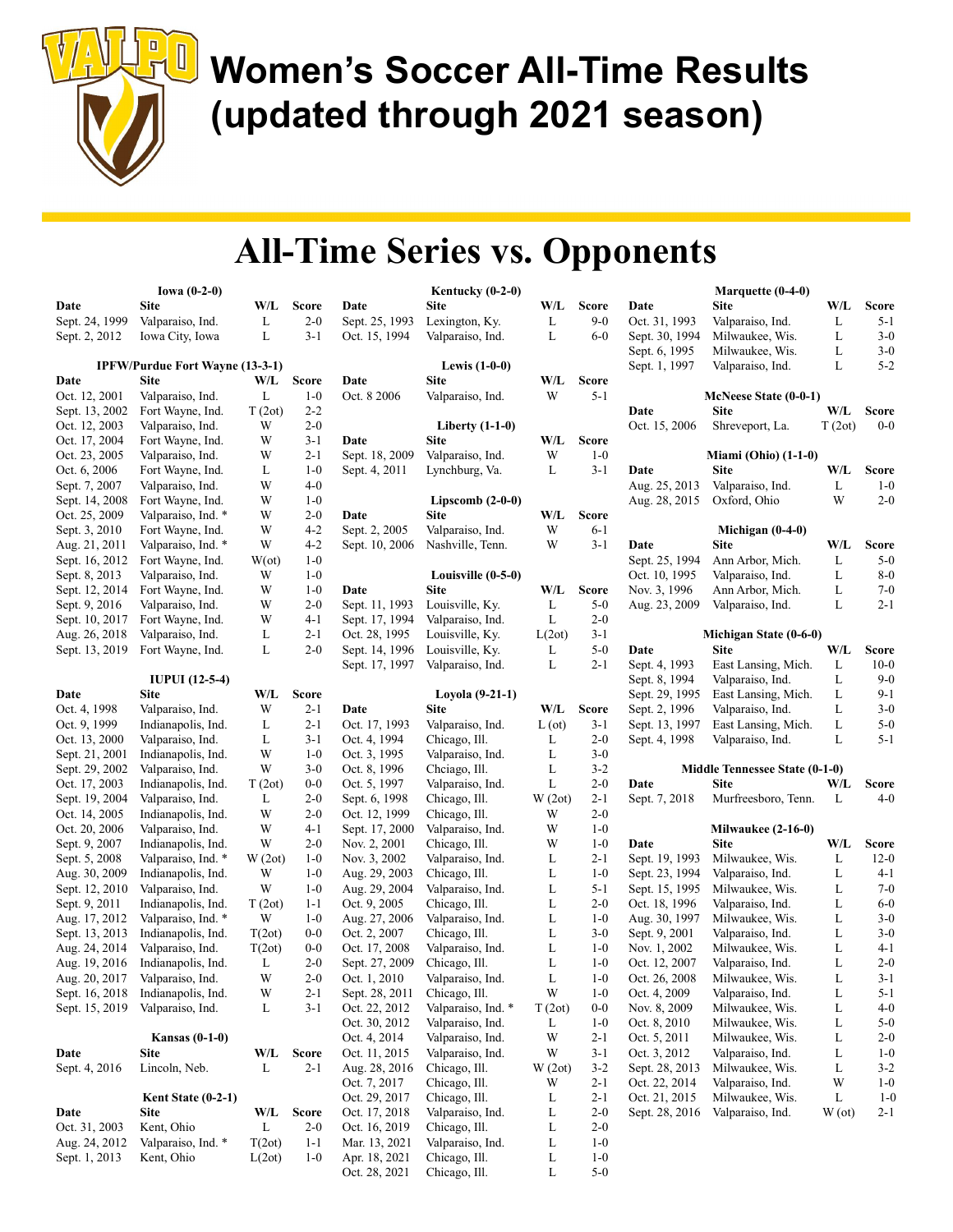# Women's Soccer All-Time Results (updated through 2021 season)

# All-Time Series vs. Opponents

### Iowa (0-2-0)

| Date | Site | W/L | Score |
|---|---|---|---|
| Sept. 24, 1999 | Valparaiso, Ind. | L | 2-0 |
| Sept. 2, 2012 | Iowa City, Iowa | L | 3-1 |

### IPFW/Purdue Fort Wayne (13-3-1)

| Date | Site | W/L | Score |
|---|---|---|---|
| Oct. 12, 2001 | Valparaiso, Ind. | L | 1-0 |
| Sept. 13, 2002 | Fort Wayne, Ind. | T (2ot) | 2-2 |
| Oct. 12, 2003 | Valparaiso, Ind. | W | 2-0 |
| Oct. 17, 2004 | Fort Wayne, Ind. | W | 3-1 |
| Oct. 23, 2005 | Valparaiso, Ind. | W | 2-1 |
| Oct. 6, 2006 | Fort Wayne, Ind. | L | 1-0 |
| Sept. 7, 2007 | Valparaiso, Ind. | W | 4-0 |
| Sept. 14, 2008 | Fort Wayne, Ind. | W | 1-0 |
| Oct. 25, 2009 | Valparaiso, Ind. * | W | 2-0 |
| Sept. 3, 2010 | Fort Wayne, Ind. | W | 4-2 |
| Aug. 21, 2011 | Valparaiso, Ind. * | W | 4-2 |
| Sept. 16, 2012 | Fort Wayne, Ind. | W(ot) | 1-0 |
| Sept. 8, 2013 | Valparaiso, Ind. | W | 1-0 |
| Sept. 12, 2014 | Fort Wayne, Ind. | W | 1-0 |
| Sept. 9, 2016 | Valparaiso, Ind. | W | 2-0 |
| Sept. 10, 2017 | Fort Wayne, Ind. | W | 4-1 |
| Aug. 26, 2018 | Valparaiso, Ind. | L | 2-1 |
| Sept. 13, 2019 | Fort Wayne, Ind. | L | 2-0 |

### IUPUI (12-5-4)

| Date | Site | W/L | Score |
|---|---|---|---|
| Oct. 4, 1998 | Valparaiso, Ind. | W | 2-1 |
| Oct. 9, 1999 | Indianapolis, Ind. | L | 2-1 |
| Oct. 13, 2000 | Valparaiso, Ind. | L | 3-1 |
| Sept. 21, 2001 | Indianapolis, Ind. | W | 1-0 |
| Sept. 29, 2002 | Valparaiso, Ind. | W | 3-0 |
| Oct. 17, 2003 | Indianapolis, Ind. | T (2ot) | 0-0 |
| Sept. 19, 2004 | Valparaiso, Ind. | L | 2-0 |
| Oct. 14, 2005 | Indianapolis, Ind. | W | 2-0 |
| Oct. 20, 2006 | Valparaiso, Ind. | W | 4-1 |
| Sept. 9, 2007 | Indianapolis, Ind. | W | 2-0 |
| Sept. 5, 2008 | Valparaiso, Ind. * | W (2ot) | 1-0 |
| Aug. 30, 2009 | Indianapolis, Ind. | W | 1-0 |
| Sept. 12, 2010 | Valparaiso, Ind. | W | 1-0 |
| Sept. 9, 2011 | Indianapolis, Ind. | T (2ot) | 1-1 |
| Aug. 17, 2012 | Valparaiso, Ind. * | W | 1-0 |
| Sept. 13, 2013 | Indianapolis, Ind. | T(2ot) | 0-0 |
| Aug. 24, 2014 | Valparaiso, Ind. | T(2ot) | 0-0 |
| Aug. 19, 2016 | Indianapolis, Ind. | L | 2-0 |
| Aug. 20, 2017 | Valparaiso, Ind. | W | 2-0 |
| Sept. 16, 2018 | Indianapolis, Ind. | W | 2-1 |
| Sept. 15, 2019 | Valparaiso, Ind. | L | 3-1 |

### Kansas (0-1-0)

| Date | Site | W/L | Score |
|---|---|---|---|
| Sept. 4, 2016 | Lincoln, Neb. | L | 2-1 |

### Kent State (0-2-1)

| Date | Site | W/L | Score |
|---|---|---|---|
| Oct. 31, 2003 | Kent, Ohio | L | 2-0 |
| Aug. 24, 2012 | Valparaiso, Ind. * | T(2ot) | 1-1 |
| Sept. 1, 2013 | Kent, Ohio | L(2ot) | 1-0 |

### Kentucky (0-2-0)

| Date | Site | W/L | Score |
|---|---|---|---|
| Sept. 25, 1993 | Lexington, Ky. | L | 9-0 |
| Oct. 15, 1994 | Valparaiso, Ind. | L | 6-0 |

### Lewis (1-0-0)

| Date | Site | W/L | Score |
|---|---|---|---|
| Oct. 8 2006 | Valparaiso, Ind. | W | 5-1 |

### Liberty (1-1-0)

| Date | Site | W/L | Score |
|---|---|---|---|
| Sept. 18, 2009 | Valparaiso, Ind. | W | 1-0 |
| Sept. 4, 2011 | Lynchburg, Va. | L | 3-1 |

### Lipscomb (2-0-0)

| Date | Site | W/L | Score |
|---|---|---|---|
| Sept. 2, 2005 | Valparaiso, Ind. | W | 6-1 |
| Sept. 10, 2006 | Nashville, Tenn. | W | 3-1 |

### Louisville (0-5-0)

| Date | Site | W/L | Score |
|---|---|---|---|
| Sept. 11, 1993 | Louisville, Ky. | L | 5-0 |
| Sept. 17, 1994 | Valparaiso, Ind. | L | 2-0 |
| Oct. 28, 1995 | Louisville, Ky. | L(2ot) | 3-1 |
| Sept. 14, 1996 | Louisville, Ky. | L | 5-0 |
| Sept. 17, 1997 | Valparaiso, Ind. | L | 2-1 |

### Loyola (9-21-1)

| Date | Site | W/L | Score |
|---|---|---|---|
| Oct. 17, 1993 | Valparaiso, Ind. | L (ot) | 3-1 |
| Oct. 4, 1994 | Chicago, Ill. | L | 2-0 |
| Oct. 3, 1995 | Valparaiso, Ind. | L | 3-0 |
| Oct. 8, 1996 | Chciago, Ill. | L | 3-2 |
| Oct. 5, 1997 | Valparaiso, Ind. | L | 2-0 |
| Sept. 6, 1998 | Chicago, Ill. | W (2ot) | 2-1 |
| Oct. 12, 1999 | Chicago, Ill. | W | 2-0 |
| Sept. 17, 2000 | Valparaiso, Ind. | W | 1-0 |
| Nov. 2, 2001 | Chicago, Ill. | W | 1-0 |
| Nov. 3, 2002 | Valparaiso, Ind. | L | 2-1 |
| Aug. 29, 2003 | Chicago, Ill. | L | 1-0 |
| Aug. 29, 2004 | Valparaiso, Ind. | L | 5-1 |
| Oct. 9, 2005 | Chicago, Ill. | L | 2-0 |
| Aug. 27, 2006 | Valparaiso, Ind. | L | 1-0 |
| Oct. 2, 2007 | Chicago, Ill. | L | 3-0 |
| Oct. 17, 2008 | Valparaiso, Ind. | L | 1-0 |
| Sept. 27, 2009 | Chicago, Ill. | L | 1-0 |
| Oct. 1, 2010 | Valparaiso, Ind. | L | 1-0 |
| Sept. 28, 2011 | Chicago, Ill. | W | 1-0 |
| Oct. 22, 2012 | Valparaiso, Ind. * | T (2ot) | 0-0 |
| Oct. 30, 2012 | Valparaiso, Ind. | L | 1-0 |
| Oct. 4, 2014 | Valparaiso, Ind. | W | 2-1 |
| Oct. 11, 2015 | Valparaiso, Ind. | W | 3-1 |
| Aug. 28, 2016 | Chicago, Ill. | W (2ot) | 3-2 |
| Oct. 7, 2017 | Chicago, Ill. | W | 2-1 |
| Oct. 29, 2017 | Chicago, Ill. | L | 2-1 |
| Oct. 17, 2018 | Valparaiso, Ind. | L | 2-0 |
| Oct. 16, 2019 | Chicago, Ill. | L | 2-0 |
| Mar. 13, 2021 | Valparaiso, Ind. | L | 1-0 |
| Apr. 18, 2021 | Chicago, Ill. | L | 1-0 |
| Oct. 28, 2021 | Chicago, Ill. | L | 5-0 |

### Marquette (0-4-0)

| Date | Site | W/L | Score |
|---|---|---|---|
| Oct. 31, 1993 | Valparaiso, Ind. | L | 5-1 |
| Sept. 30, 1994 | Milwaukee, Wis. | L | 3-0 |
| Sept. 6, 1995 | Milwaukee, Wis. | L | 3-0 |
| Sept. 1, 1997 | Valparaiso, Ind. | L | 5-2 |

### McNeese State (0-0-1)

| Date | Site | W/L | Score |
|---|---|---|---|
| Oct. 15, 2006 | Shreveport, La. | T (2ot) | 0-0 |

### Miami (Ohio) (1-1-0)

| Date | Site | W/L | Score |
|---|---|---|---|
| Aug. 25, 2013 | Valparaiso, Ind. | L | 1-0 |
| Aug. 28, 2015 | Oxford, Ohio | W | 2-0 |

### Michigan (0-4-0)

| Date | Site | W/L | Score |
|---|---|---|---|
| Sept. 25, 1994 | Ann Arbor, Mich. | L | 5-0 |
| Oct. 10, 1995 | Valparaiso, Ind. | L | 8-0 |
| Nov. 3, 1996 | Ann Arbor, Mich. | L | 7-0 |
| Aug. 23, 2009 | Valparaiso, Ind. | L | 2-1 |

### Michigan State (0-6-0)

| Date | Site | W/L | Score |
|---|---|---|---|
| Sept. 4, 1993 | East Lansing, Mich. | L | 10-0 |
| Sept. 8, 1994 | Valparaiso, Ind. | L | 9-0 |
| Sept. 29, 1995 | East Lansing, Mich. | L | 9-1 |
| Sept. 2, 1996 | Valparaiso, Ind. | L | 3-0 |
| Sept. 13, 1997 | East Lansing, Mich. | L | 5-0 |
| Sept. 4, 1998 | Valparaiso, Ind. | L | 5-1 |

### Middle Tennessee State (0-1-0)

| Date | Site | W/L | Score |
|---|---|---|---|
| Sept. 7, 2018 | Murfreesboro, Tenn. | L | 4-0 |

### Milwaukee (2-16-0)

| Date | Site | W/L | Score |
|---|---|---|---|
| Sept. 19, 1993 | Milwaukee, Wis. | L | 12-0 |
| Sept. 23, 1994 | Valparaiso, Ind. | L | 4-1 |
| Sept. 15, 1995 | Milwaukee, Wis. | L | 7-0 |
| Oct. 18, 1996 | Valparaiso, Ind. | L | 6-0 |
| Aug. 30, 1997 | Milwaukee, Wis. | L | 3-0 |
| Sept. 9, 2001 | Valparaiso, Ind. | L | 3-0 |
| Nov. 1, 2002 | Milwaukee, Wis. | L | 4-1 |
| Oct. 12, 2007 | Valparaiso, Ind. | L | 2-0 |
| Oct. 26, 2008 | Milwaukee, Wis. | L | 3-1 |
| Oct. 4, 2009 | Valparaiso, Ind. | L | 5-1 |
| Nov. 8, 2009 | Milwaukee, Wis. | L | 4-0 |
| Oct. 8, 2010 | Milwaukee, Wis. | L | 5-0 |
| Oct. 5, 2011 | Milwaukee, Wis. | L | 2-0 |
| Oct. 3, 2012 | Valparaiso, Ind. | L | 1-0 |
| Sept. 28, 2013 | Milwaukee, Wis. | L | 3-2 |
| Oct. 22, 2014 | Valparaiso, Ind. | W | 1-0 |
| Oct. 21, 2015 | Milwaukee, Wis. | L | 1-0 |
| Sept. 28, 2016 | Valparaiso, Ind. | W (ot) | 2-1 |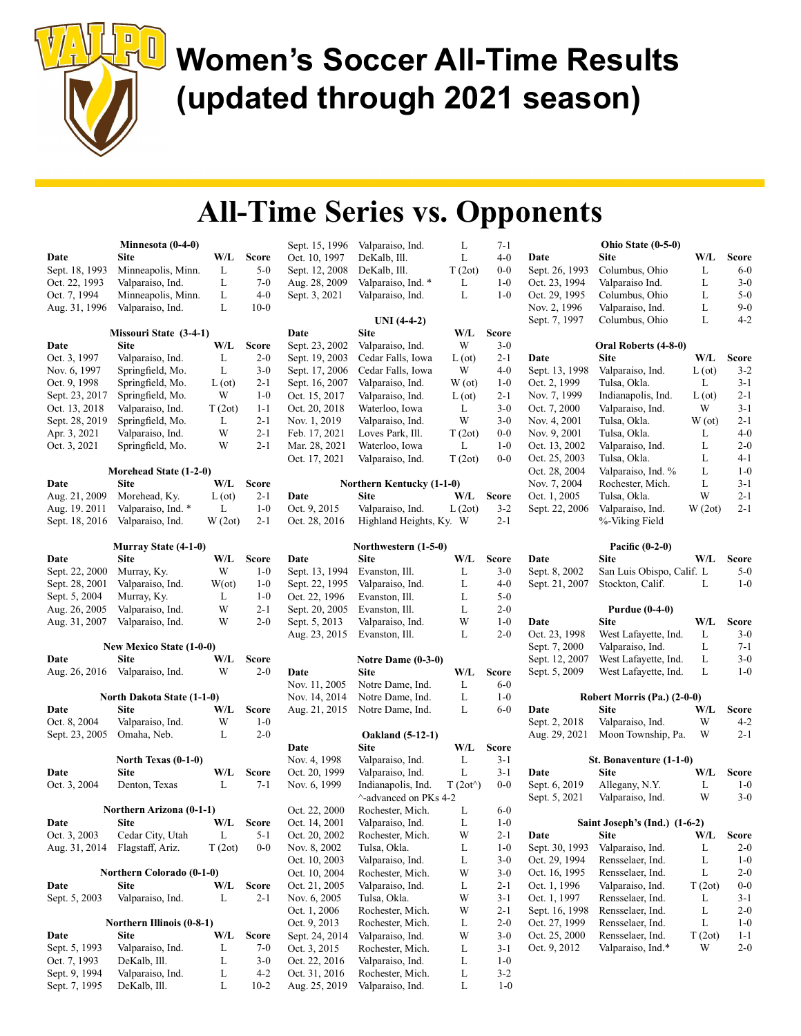# Women's Soccer All-Time Results (updated through 2021 season)

# All-Time Series vs. Opponents

### Minnesota (0-4-0)

| Date | Site | W/L | Score |
|---|---|---|---|
| Sept. 18, 1993 | Minneapolis, Minn. | L | 5-0 |
| Oct. 22, 1993 | Valparaiso, Ind. | L | 7-0 |
| Oct. 7, 1994 | Minneapolis, Minn. | L | 4-0 |
| Aug. 31, 1996 | Valparaiso, Ind. | L | 10-0 |

### Missouri State (3-4-1)

| Date | Site | W/L | Score |
|---|---|---|---|
| Oct. 3, 1997 | Valparaiso, Ind. | L | 2-0 |
| Nov. 6, 1997 | Springfield, Mo. | L | 3-0 |
| Oct. 9, 1998 | Springfield, Mo. | L (ot) | 2-1 |
| Sept. 23, 2017 | Springfield, Mo. | W | 1-0 |
| Oct. 13, 2018 | Valparaiso, Ind. | T (2ot) | 1-1 |
| Sept. 28, 2019 | Springfield, Mo. | L | 2-1 |
| Apr. 3, 2021 | Valparaiso, Ind. | W | 2-1 |
| Oct. 3, 2021 | Springfield, Mo. | W | 2-1 |

### Morehead State (1-2-0)

| Date | Site | W/L | Score |
|---|---|---|---|
| Aug. 21, 2009 | Morehead, Ky. | L (ot) | 2-1 |
| Aug. 19. 2011 | Valparaiso, Ind. * | L | 1-0 |
| Sept. 18, 2016 | Valparaiso, Ind. | W (2ot) | 2-1 |

### Murray State (4-1-0)

| Date | Site | W/L | Score |
|---|---|---|---|
| Sept. 22, 2000 | Murray, Ky. | W | 1-0 |
| Sept. 28, 2001 | Valparaiso, Ind. | W(ot) | 1-0 |
| Sept. 5, 2004 | Murray, Ky. | L | 1-0 |
| Aug. 26, 2005 | Valparaiso, Ind. | W | 2-1 |
| Aug. 31, 2007 | Valparaiso, Ind. | W | 2-0 |

### New Mexico State (1-0-0)

| Date | Site | W/L | Score |
|---|---|---|---|
| Aug. 26, 2016 | Valparaiso, Ind. | W | 2-0 |

### North Dakota State (1-1-0)

| Date | Site | W/L | Score |
|---|---|---|---|
| Oct. 8, 2004 | Valparaiso, Ind. | W | 1-0 |
| Sept. 23, 2005 | Omaha, Neb. | L | 2-0 |

### North Texas (0-1-0)

| Date | Site | W/L | Score |
|---|---|---|---|
| Oct. 3, 2004 | Denton, Texas | L | 7-1 |

### Northern Arizona (0-1-1)

| Date | Site | W/L | Score |
|---|---|---|---|
| Oct. 3, 2003 | Cedar City, Utah | L | 5-1 |
| Aug. 31, 2014 | Flagstaff, Ariz. | T (2ot) | 0-0 |

### Northern Colorado (0-1-0)

| Date | Site | W/L | Score |
|---|---|---|---|
| Sept. 5, 2003 | Valparaiso, Ind. | L | 2-1 |

### Northern Illinois (0-8-1)

| Date | Site | W/L | Score |
|---|---|---|---|
| Sept. 5, 1993 | Valparaiso, Ind. | L | 7-0 |
| Oct. 7, 1993 | DeKalb, Ill. | L | 3-0 |
| Sept. 9, 1994 | Valparaiso, Ind. | L | 4-2 |
| Sept. 7, 1995 | DeKalb, Ill. | L | 10-2 |
| Sept. 15, 1996 | Valparaiso, Ind. | L | 7-1 |
| Oct. 10, 1997 | DeKalb, Ill. | L | 4-0 |
| Sept. 12, 2008 | DeKalb, Ill. | T (2ot) | 0-0 |
| Aug. 28, 2009 | Valparaiso, Ind. * | L | 1-0 |
| Sept. 3, 2021 | Valparaiso, Ind. | L | 1-0 |

### UNI (4-4-2)

| Date | Site | W/L | Score |
|---|---|---|---|
| Sept. 23, 2002 | Valparaiso, Ind. | W | 3-0 |
| Sept. 19, 2003 | Cedar Falls, Iowa | L (ot) | 2-1 |
| Sept. 17, 2006 | Cedar Falls, Iowa | W | 4-0 |
| Sept. 16, 2007 | Valparaiso, Ind. | W (ot) | 1-0 |
| Oct. 15, 2017 | Valparaiso, Ind. | L (ot) | 2-1 |
| Oct. 20, 2018 | Waterloo, Iowa | L | 3-0 |
| Nov. 1, 2019 | Valparaiso, Ind. | W | 3-0 |
| Feb. 17, 2021 | Loves Park, Ill. | T (2ot) | 0-0 |
| Mar. 28, 2021 | Waterloo, Iowa | L | 1-0 |
| Oct. 17, 2021 | Valparaiso, Ind. | T (2ot) | 0-0 |

### Northern Kentucky (1-1-0)

| Date | Site | W/L | Score |
|---|---|---|---|
| Oct. 9, 2015 | Valparaiso, Ind. | L (2ot) | 3-2 |
| Oct. 28, 2016 | Highland Heights, Ky. | W | 2-1 |

### Northwestern (1-5-0)

| Date | Site | W/L | Score |
|---|---|---|---|
| Sept. 13, 1994 | Evanston, Ill. | L | 3-0 |
| Sept. 22, 1995 | Valparaiso, Ind. | L | 4-0 |
| Oct. 22, 1996 | Evanston, Ill. | L | 5-0 |
| Sept. 20, 2005 | Evanston, Ill. | L | 2-0 |
| Sept. 5, 2013 | Valparaiso, Ind. | W | 1-0 |
| Aug. 23, 2015 | Evanston, Ill. | L | 2-0 |

### Notre Dame (0-3-0)

| Date | Site | W/L | Score |
|---|---|---|---|
| Nov. 11, 2005 | Notre Dame, Ind. | L | 6-0 |
| Nov. 14, 2014 | Notre Dame, Ind. | L | 1-0 |
| Aug. 21, 2015 | Notre Dame, Ind. | L | 6-0 |

### Oakland (5-12-1)

| Date | Site | W/L | Score |
|---|---|---|---|
| Nov. 4, 1998 | Valparaiso, Ind. | L | 3-1 |
| Oct. 20, 1999 | Valparaiso, Ind. | L | 3-1 |
| Nov. 6, 1999 | Indianapolis, Ind. | T (2ot^) | 0-0 |
| | ^-advanced on PKs 4-2 | | |
| Oct. 22, 2000 | Rochester, Mich. | L | 6-0 |
| Oct. 14, 2001 | Valparaiso, Ind. | L | 1-0 |
| Oct. 20, 2002 | Rochester, Mich. | W | 2-1 |
| Nov. 8, 2002 | Tulsa, Okla. | L | 1-0 |
| Oct. 10, 2003 | Valparaiso, Ind. | L | 3-0 |
| Oct. 10, 2004 | Rochester, Mich. | W | 3-0 |
| Oct. 21, 2005 | Valparaiso, Ind. | L | 2-1 |
| Nov. 6, 2005 | Tulsa, Okla. | W | 3-1 |
| Oct. 1, 2006 | Rochester, Mich. | W | 2-1 |
| Oct. 9, 2013 | Rochester, Mich. | L | 2-0 |
| Sept. 24, 2014 | Valparaiso, Ind. | W | 3-0 |
| Oct. 3, 2015 | Rochester, Mich. | L | 3-1 |
| Oct. 22, 2016 | Valparaiso, Ind. | L | 1-0 |
| Oct. 31, 2016 | Rochester, Mich. | L | 3-2 |
| Aug. 25, 2019 | Valparaiso, Ind. | L | 1-0 |

### Ohio State (0-5-0)

| Date | Site | W/L | Score |
|---|---|---|---|
| Sept. 26, 1993 | Columbus, Ohio | L | 6-0 |
| Oct. 23, 1994 | Valparaiso Ind. | L | 3-0 |
| Oct. 29, 1995 | Columbus, Ohio | L | 5-0 |
| Nov. 2, 1996 | Valparaiso, Ind. | L | 9-0 |
| Sept. 7, 1997 | Columbus, Ohio | L | 4-2 |

### Oral Roberts (4-8-0)

| Date | Site | W/L | Score |
|---|---|---|---|
| Sept. 13, 1998 | Valparaiso, Ind. | L (ot) | 3-2 |
| Oct. 2, 1999 | Tulsa, Okla. | L | 3-1 |
| Nov. 7, 1999 | Indianapolis, Ind. | L (ot) | 2-1 |
| Oct. 7, 2000 | Valparaiso, Ind. | W | 3-1 |
| Nov. 4, 2001 | Tulsa, Okla. | W (ot) | 2-1 |
| Nov. 9, 2001 | Tulsa, Okla. | L | 4-0 |
| Oct. 13, 2002 | Valparaiso, Ind. | L | 2-0 |
| Oct. 25, 2003 | Tulsa, Okla. | L | 4-1 |
| Oct. 28, 2004 | Valparaiso, Ind. % | L | 1-0 |
| Nov. 7, 2004 | Rochester, Mich. | L | 3-1 |
| Oct. 1, 2005 | Tulsa, Okla. | W | 2-1 |
| Sept. 22, 2006 | Valparaiso, Ind. | W (2ot) | 2-1 |
| | %-Viking Field | | |

### Pacific (0-2-0)

| Date | Site | W/L | Score |
|---|---|---|---|
| Sept. 8, 2002 | San Luis Obispo, Calif. | L | 5-0 |
| Sept. 21, 2007 | Stockton, Calif. | L | 1-0 |

### Purdue (0-4-0)

| Date | Site | W/L | Score |
|---|---|---|---|
| Oct. 23, 1998 | West Lafayette, Ind. | L | 3-0 |
| Sept. 7, 2000 | Valparaiso, Ind. | L | 7-1 |
| Sept. 12, 2007 | West Lafayette, Ind. | L | 3-0 |
| Sept. 5, 2009 | West Lafayette, Ind. | L | 1-0 |

### Robert Morris (Pa.) (2-0-0)

| Date | Site | W/L | Score |
|---|---|---|---|
| Sept. 2, 2018 | Valparaiso, Ind. | W | 4-2 |
| Aug. 29, 2021 | Moon Township, Pa. | W | 2-1 |

### St. Bonaventure (1-1-0)

| Date | Site | W/L | Score |
|---|---|---|---|
| Sept. 6, 2019 | Allegany, N.Y. | L | 1-0 |
| Sept. 5, 2021 | Valparaiso, Ind. | W | 3-0 |

### Saint Joseph's (Ind.) (1-6-2)

| Date | Site | W/L | Score |
|---|---|---|---|
| Sept. 30, 1993 | Valparaiso, Ind. | L | 2-0 |
| Oct. 29, 1994 | Rensselaer, Ind. | L | 1-0 |
| Oct. 16, 1995 | Rensselaer, Ind. | L | 2-0 |
| Oct. 1, 1996 | Valparaiso, Ind. | T (2ot) | 0-0 |
| Oct. 1, 1997 | Rensselaer, Ind. | L | 3-1 |
| Sept. 16, 1998 | Rensselaer, Ind. | L | 2-0 |
| Oct. 27, 1999 | Rensselaer, Ind. | L | 1-0 |
| Oct. 25, 2000 | Rensselaer, Ind. | T (2ot) | 1-1 |
| Oct. 9, 2012 | Valparaiso, Ind.* | W | 2-0 |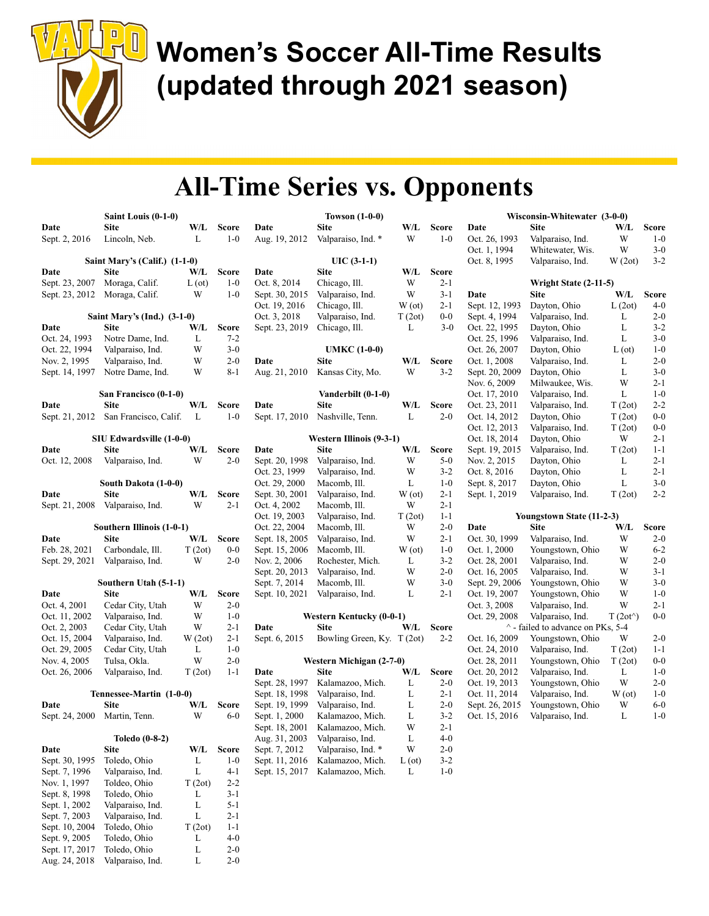# Women's Soccer All-Time Results (updated through 2021 season)

# All-Time Series vs. Opponents

### Saint Louis (0-1-0)

| Date | Site | W/L | Score |
|---|---|---|---|
| Sept. 2, 2016 | Lincoln, Neb. | L | 1-0 |

### Saint Mary's (Calif.) (1-1-0)

| Date | Site | W/L | Score |
|---|---|---|---|
| Sept. 23, 2007 | Moraga, Calif. | L (ot) | 1-0 |
| Sept. 23, 2012 | Moraga, Calif. | W | 1-0 |

### Saint Mary's (Ind.) (3-1-0)

| Date | Site | W/L | Score |
|---|---|---|---|
| Oct. 24, 1993 | Notre Dame, Ind. | L | 7-2 |
| Oct. 22, 1994 | Valparaiso, Ind. | W | 3-0 |
| Nov. 2, 1995 | Valparaiso, Ind. | W | 2-0 |
| Sept. 14, 1997 | Notre Dame, Ind. | W | 8-1 |

### San Francisco (0-1-0)

| Date | Site | W/L | Score |
|---|---|---|---|
| Sept. 21, 2012 | San Francisco, Calif. | L | 1-0 |

### SIU Edwardsville (1-0-0)

| Date | Site | W/L | Score |
|---|---|---|---|
| Oct. 12, 2008 | Valparaiso, Ind. | W | 2-0 |

### South Dakota (1-0-0)

| Date | Site | W/L | Score |
|---|---|---|---|
| Sept. 21, 2008 | Valparaiso, Ind. | W | 2-1 |

### Southern Illinois (1-0-1)

| Date | Site | W/L | Score |
|---|---|---|---|
| Feb. 28, 2021 | Carbondale, Ill. | T (2ot) | 0-0 |
| Sept. 29, 2021 | Valparaiso, Ind. | W | 2-0 |

### Southern Utah (5-1-1)

| Date | Site | W/L | Score |
|---|---|---|---|
| Oct. 4, 2001 | Cedar City, Utah | W | 2-0 |
| Oct. 11, 2002 | Valparaiso, Ind. | W | 1-0 |
| Oct. 2, 2003 | Cedar City, Utah | W | 2-1 |
| Oct. 15, 2004 | Valparaiso, Ind. | W (2ot) | 2-1 |
| Oct. 29, 2005 | Cedar City, Utah | L | 1-0 |
| Nov. 4, 2005 | Tulsa, Okla. | W | 2-0 |
| Oct. 26, 2006 | Valparaiso, Ind. | T (2ot) | 1-1 |

### Tennessee-Martin (1-0-0)

| Date | Site | W/L | Score |
|---|---|---|---|
| Sept. 24, 2000 | Martin, Tenn. | W | 6-0 |

### Toledo (0-8-2)

| Date | Site | W/L | Score |
|---|---|---|---|
| Sept. 30, 1995 | Toledo, Ohio | L | 1-0 |
| Sept. 7, 1996 | Valparaiso, Ind. | L | 4-1 |
| Nov. 1, 1997 | Toldeo, Ohio | T (2ot) | 2-2 |
| Sept. 8, 1998 | Toledo, Ohio | L | 3-1 |
| Sept. 1, 2002 | Valparaiso, Ind. | L | 5-1 |
| Sept. 7, 2003 | Valparaiso, Ind. | L | 2-1 |
| Sept. 10, 2004 | Toledo, Ohio | T (2ot) | 1-1 |
| Sept. 9, 2005 | Toledo, Ohio | L | 4-0 |
| Sept. 17, 2017 | Toledo, Ohio | L | 2-0 |
| Aug. 24, 2018 | Valparaiso, Ind. | L | 2-0 |

### Towson (1-0-0)

| Date | Site | W/L | Score |
|---|---|---|---|
| Aug. 19, 2012 | Valparaiso, Ind. * | W | 1-0 |

### UIC (3-1-1)

| Date | Site | W/L | Score |
|---|---|---|---|
| Oct. 8, 2014 | Chicago, Ill. | W | 2-1 |
| Sept. 30, 2015 | Valparaiso, Ind. | W | 3-1 |
| Oct. 19, 2016 | Chicago, Ill. | W (ot) | 2-1 |
| Oct. 3, 2018 | Valparaiso, Ind. | T (2ot) | 0-0 |
| Sept. 23, 2019 | Chicago, Ill. | L | 3-0 |

### UMKC (1-0-0)

| Date | Site | W/L | Score |
|---|---|---|---|
| Aug. 21, 2010 | Kansas City, Mo. | W | 3-2 |

### Vanderbilt (0-1-0)

| Date | Site | W/L | Score |
|---|---|---|---|
| Sept. 17, 2010 | Nashville, Tenn. | L | 2-0 |

### Western Illinois (9-3-1)

| Date | Site | W/L | Score |
|---|---|---|---|
| Sept. 20, 1998 | Valparaiso, Ind. | W | 5-0 |
| Oct. 23, 1999 | Valparaiso, Ind. | W | 3-2 |
| Oct. 29, 2000 | Macomb, Ill. | L | 1-0 |
| Sept. 30, 2001 | Valparaiso, Ind. | W (ot) | 2-1 |
| Oct. 4, 2002 | Macomb, Ill. | W | 2-1 |
| Oct. 19, 2003 | Valparaiso, Ind. | T (2ot) | 1-1 |
| Oct. 22, 2004 | Macomb, Ill. | W | 2-0 |
| Sept. 18, 2005 | Valparaiso, Ind. | W | 2-1 |
| Sept. 15, 2006 | Macomb, Ill. | W (ot) | 1-0 |
| Nov. 2, 2006 | Rochester, Mich. | L | 3-2 |
| Sept. 20, 2013 | Valparaiso, Ind. | W | 2-0 |
| Sept. 7, 2014 | Macomb, Ill. | W | 3-0 |
| Sept. 10, 2021 | Valparaiso, Ind. | L | 2-1 |

### Western Kentucky (0-0-1)

| Date | Site | W/L | Score |
|---|---|---|---|
| Sept. 6, 2015 | Bowling Green, Ky. | T (2ot) | 2-2 |

### Western Michigan (2-7-0)

| Date | Site | W/L | Score |
|---|---|---|---|
| Sept. 28, 1997 | Kalamazoo, Mich. | L | 2-0 |
| Sept. 18, 1998 | Valparaiso, Ind. | L | 2-1 |
| Sept. 19, 1999 | Valparaiso, Ind. | L | 2-0 |
| Sept. 1, 2000 | Kalamazoo, Mich. | L | 3-2 |
| Sept. 18, 2001 | Kalamazoo, Mich. | W | 2-1 |
| Aug. 31, 2003 | Valparaiso, Ind. | L | 4-0 |
| Sept. 7, 2012 | Valparaiso, Ind. * | W | 2-0 |
| Sept. 11, 2016 | Kalamazoo, Mich. | L (ot) | 3-2 |
| Sept. 15, 2017 | Kalamazoo, Mich. | L | 1-0 |

### Wisconsin-Whitewater (3-0-0)

| Date | Site | W/L | Score |
|---|---|---|---|
| Oct. 26, 1993 | Valparaiso, Ind. | W | 1-0 |
| Oct. 1, 1994 | Whitewater, Wis. | W | 3-0 |
| Oct. 8, 1995 | Valparaiso, Ind. | W (2ot) | 3-2 |

### Wright State (2-11-5)

| Date | Site | W/L | Score |
|---|---|---|---|
| Sept. 12, 1993 | Dayton, Ohio | L (2ot) | 4-0 |
| Sept. 4, 1994 | Valparaiso, Ind. | L | 2-0 |
| Oct. 22, 1995 | Dayton, Ohio | L | 3-2 |
| Oct. 25, 1996 | Valparaiso, Ind. | L | 3-0 |
| Oct. 26, 2007 | Dayton, Ohio | L (ot) | 1-0 |
| Oct. 1, 2008 | Valparaiso, Ind. | L | 2-0 |
| Sept. 20, 2009 | Dayton, Ohio | L | 3-0 |
| Nov. 6, 2009 | Milwaukee, Wis. | W | 2-1 |
| Oct. 17, 2010 | Valparaiso, Ind. | L | 1-0 |
| Oct. 23, 2011 | Valparaiso, Ind. | T (2ot) | 2-2 |
| Oct. 14, 2012 | Dayton, Ohio | T (2ot) | 0-0 |
| Oct. 12, 2013 | Valparaiso, Ind. | T (2ot) | 0-0 |
| Oct. 18, 2014 | Dayton, Ohio | W | 2-1 |
| Sept. 19, 2015 | Valparaiso, Ind. | T (2ot) | 1-1 |
| Nov. 2, 2015 | Dayton, Ohio | L | 2-1 |
| Oct. 8, 2016 | Dayton, Ohio | L | 2-1 |
| Sept. 8, 2017 | Dayton, Ohio | L | 3-0 |
| Sept. 1, 2019 | Valparaiso, Ind. | T (2ot) | 2-2 |

### Youngstown State (11-2-3)

| Date | Site | W/L | Score |
|---|---|---|---|
| Oct. 30, 1999 | Valparaiso, Ind. | W | 2-0 |
| Oct. 1, 2000 | Youngstown, Ohio | W | 6-2 |
| Oct. 28, 2001 | Valparaiso, Ind. | W | 2-0 |
| Oct. 16, 2005 | Valparaiso, Ind. | W | 3-1 |
| Sept. 29, 2006 | Youngstown, Ohio | W | 3-0 |
| Oct. 19, 2007 | Youngstown, Ohio | W | 1-0 |
| Oct. 3, 2008 | Valparaiso, Ind. | W | 2-1 |
| Oct. 29, 2008 | Valparaiso, Ind. | T (2ot^) | 0-0 |
| Oct. 16, 2009 | Youngstown, Ohio | W | 2-0 |
| Oct. 24, 2010 | Valparaiso, Ind. | T (2ot) | 1-1 |
| Oct. 28, 2011 | Youngstown, Ohio | T (2ot) | 0-0 |
| Oct. 20, 2012 | Valparaiso, Ind. | L | 1-0 |
| Oct. 19, 2013 | Youngstown, Ohio | W | 2-0 |
| Oct. 11, 2014 | Valparaiso, Ind. | W (ot) | 1-0 |
| Sept. 26, 2015 | Youngstown, Ohio | W | 6-0 |
| Oct. 15, 2016 | Valparaiso, Ind. | L | 1-0 |

^ - failed to advance on PKs, 5-4